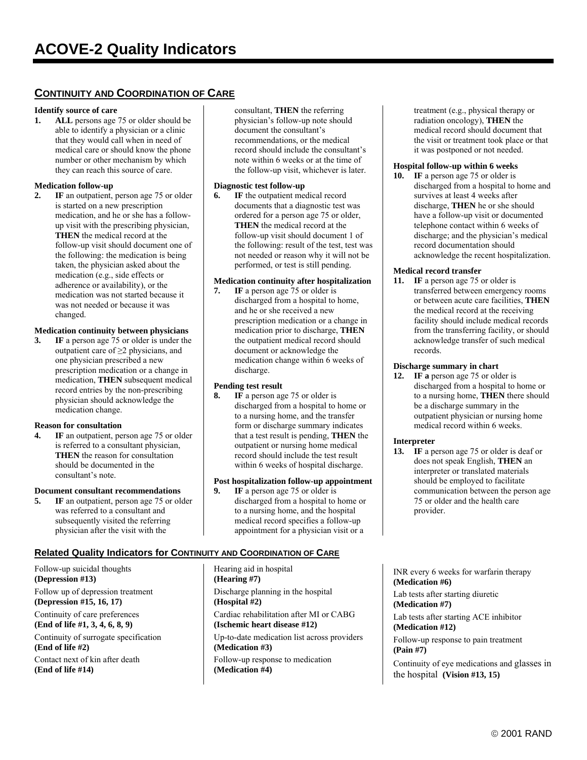# ACOVE-2 Quality Indicators

## CONTINUITY AND COORDINATION OF CARE

**Identify source of care**

**1.** **ALL** persons age 75 or older should be able to identify a physician or a clinic that they would call when in need of medical care or should know the phone number or other mechanism by which they can reach this source of care.

**Medication follow-up**

**2.** **IF** an outpatient, person age 75 or older is started on a new prescription medication, and he or she has a follow-up visit with the prescribing physician, **THEN** the medical record at the follow-up visit should document one of the following: the medication is being taken, the physician asked about the medication (e.g., side effects or adherence or availability), or the medication was not started because it was not needed or because it was changed.

**Medication continuity between physicians**

**3.** **IF** a person age 75 or older is under the outpatient care of ≥2 physicians, and one physician prescribed a new prescription medication or a change in medication, **THEN** subsequent medical record entries by the non-prescribing physician should acknowledge the medication change.

**Reason for consultation**

**4.** **IF** an outpatient, person age 75 or older is referred to a consultant physician, **THEN** the reason for consultation should be documented in the consultant's note.

**Document consultant recommendations**

**5.** **IF** an outpatient, person age 75 or older was referred to a consultant and subsequently visited the referring physician after the visit with the consultant, **THEN** the referring physician's follow-up note should document the consultant's recommendations, or the medical record should include the consultant's note within 6 weeks or at the time of the follow-up visit, whichever is later.

**Diagnostic test follow-up**

**6.** **IF** the outpatient medical record documents that a diagnostic test was ordered for a person age 75 or older, **THEN** the medical record at the follow-up visit should document 1 of the following: result of the test, test was not needed or reason why it will not be performed, or test is still pending.

**Medication continuity after hospitalization**

**7.** **IF** a person age 75 or older is discharged from a hospital to home, and he or she received a new prescription medication or a change in medication prior to discharge, **THEN** the outpatient medical record should document or acknowledge the medication change within 6 weeks of discharge.

**Pending test result**

**8.** **IF** a person age 75 or older is discharged from a hospital to home or to a nursing home, and the transfer form or discharge summary indicates that a test result is pending, **THEN** the outpatient or nursing home medical record should include the test result within 6 weeks of hospital discharge.

**Post hospitalization follow-up appointment**

**9.** **IF** a person age 75 or older is discharged from a hospital to home or to a nursing home, and the hospital medical record specifies a follow-up appointment for a physician visit or a treatment (e.g., physical therapy or radiation oncology), **THEN** the medical record should document that the visit or treatment took place or that it was postponed or not needed.

**Hospital follow-up within 6 weeks**

**10.** **IF** a person age 75 or older is discharged from a hospital to home and survives at least 4 weeks after discharge, **THEN** he or she should have a follow-up visit or documented telephone contact within 6 weeks of discharge; and the physician's medical record documentation should acknowledge the recent hospitalization.

**Medical record transfer**

**11.** **IF** a person age 75 or older is transferred between emergency rooms or between acute care facilities, **THEN** the medical record at the receiving facility should include medical records from the transferring facility, or should acknowledge transfer of such medical records.

**Discharge summary in chart**

**12.** **IF a** person age 75 or older is discharged from a hospital to home or to a nursing home, **THEN** there should be a discharge summary in the outpatient physician or nursing home medical record within 6 weeks.

**Interpreter**

**13.** **IF** a person age 75 or older is deaf or does not speak English, **THEN** an interpreter or translated materials should be employed to facilitate communication between the person age 75 or older and the health care provider.

## Related Quality Indicators for CONTINUITY AND COORDINATION OF CARE

Follow-up suicidal thoughts
**(Depression #13)**

Follow up of depression treatment
**(Depression #15, 16, 17)**

Continuity of care preferences
**(End of life #1, 3, 4, 6, 8, 9)**

Continuity of surrogate specification
**(End of life #2)**

Contact next of kin after death
**(End of life #14)**

Hearing aid in hospital
**(Hearing #7)**

Discharge planning in the hospital
**(Hospital #2)**

Cardiac rehabilitation after MI or CABG
**(Ischemic heart disease #12)**

Up-to-date medication list across providers
**(Medication #3)**

Follow-up response to medication
**(Medication #4)**

INR every 6 weeks for warfarin therapy
**(Medication #6)**

Lab tests after starting diuretic
**(Medication #7)**

Lab tests after starting ACE inhibitor
**(Medication #12)**

Follow-up response to pain treatment
**(Pain #7)**

Continuity of eye medications and glasses in the hospital **(Vision #13, 15)**

© 2001 RAND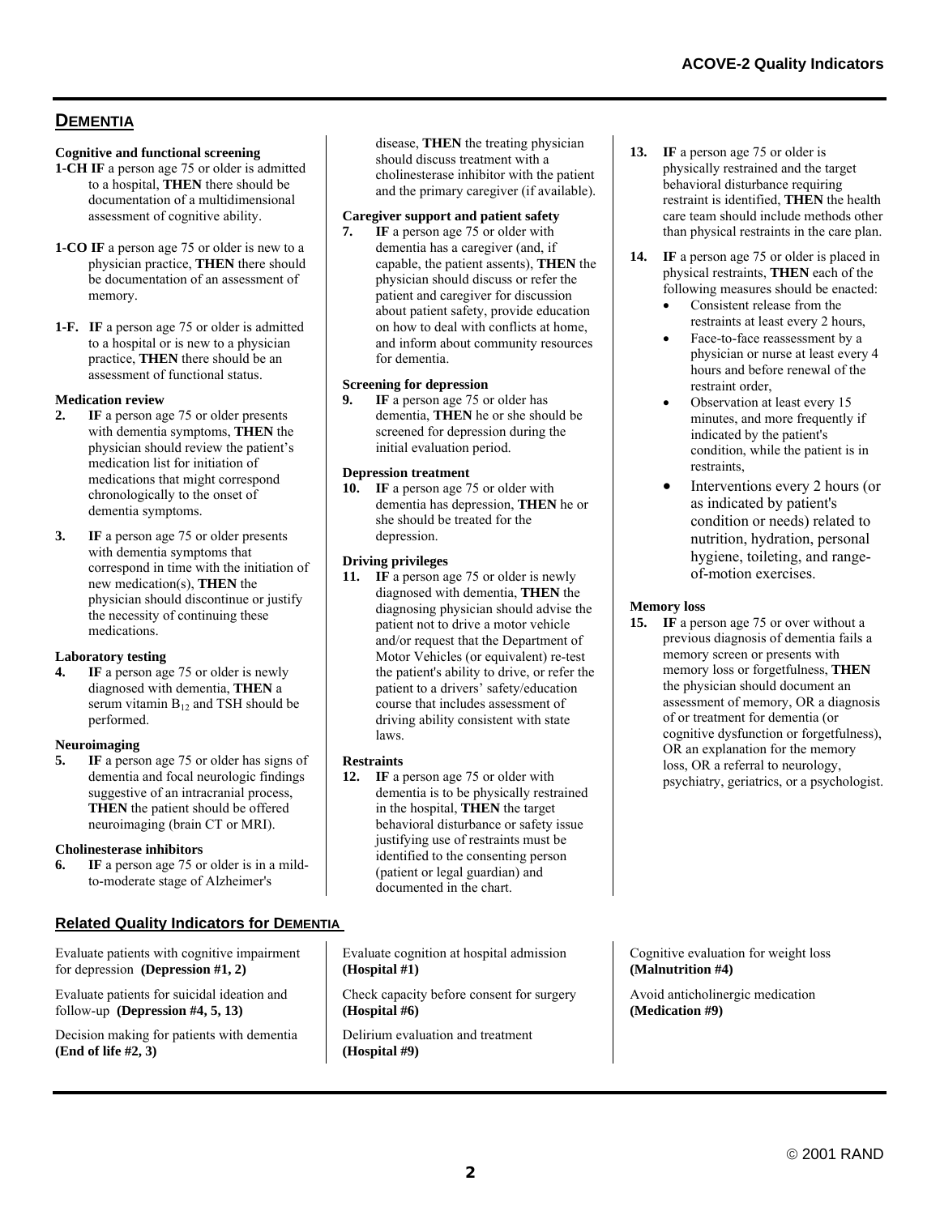## DEMENTIA

### Cognitive and functional screening

**1-CH IF** a person age 75 or older is admitted to a hospital, **THEN** there should be documentation of a multidimensional assessment of cognitive ability.

**1-CO IF** a person age 75 or older is new to a physician practice, **THEN** there should be documentation of an assessment of memory.

**1-F. IF** a person age 75 or older is admitted to a hospital or is new to a physician practice, **THEN** there should be an assessment of functional status.

### Medication review

**2. IF** a person age 75 or older presents with dementia symptoms, **THEN** the physician should review the patient's medication list for initiation of medications that might correspond chronologically to the onset of dementia symptoms.

**3. IF** a person age 75 or older presents with dementia symptoms that correspond in time with the initiation of new medication(s), **THEN** the physician should discontinue or justify the necessity of continuing these medications.

### Laboratory testing

**4. IF** a person age 75 or older is newly diagnosed with dementia, **THEN** a serum vitamin $B_{12}$ and TSH should be performed.

### Neuroimaging

**5. IF** a person age 75 or older has signs of dementia and focal neurologic findings suggestive of an intracranial process, **THEN** the patient should be offered neuroimaging (brain CT or MRI).

### Cholinesterase inhibitors

**6. IF** a person age 75 or older is in a mild-to-moderate stage of Alzheimer's disease, **THEN** the treating physician should discuss treatment with a cholinesterase inhibitor with the patient and the primary caregiver (if available).

### Caregiver support and patient safety

**7. IF** a person age 75 or older with dementia has a caregiver (and, if capable, the patient assents), **THEN** the physician should discuss or refer the patient and caregiver for discussion about patient safety, provide education on how to deal with conflicts at home, and inform about community resources for dementia.

### Screening for depression

**9. IF** a person age 75 or older has dementia, **THEN** he or she should be screened for depression during the initial evaluation period.

### Depression treatment

**10. IF** a person age 75 or older with dementia has depression, **THEN** he or she should be treated for the depression.

### Driving privileges

**11. IF** a person age 75 or older is newly diagnosed with dementia, **THEN** the diagnosing physician should advise the patient not to drive a motor vehicle and/or request that the Department of Motor Vehicles (or equivalent) re-test the patient's ability to drive, or refer the patient to a drivers' safety/education course that includes assessment of driving ability consistent with state laws.

### Restraints

**12. IF** a person age 75 or older with dementia is to be physically restrained in the hospital, **THEN** the target behavioral disturbance or safety issue justifying use of restraints must be identified to the consenting person (patient or legal guardian) and documented in the chart.

**13. IF** a person age 75 or older is physically restrained and the target behavioral disturbance requiring restraint is identified, **THEN** the health care team should include methods other than physical restraints in the care plan.

**14. IF** a person age 75 or older is placed in physical restraints, **THEN** each of the following measures should be enacted:

- Consistent release from the restraints at least every 2 hours,
- Face-to-face reassessment by a physician or nurse at least every 4 hours and before renewal of the restraint order,
- Observation at least every 15 minutes, and more frequently if indicated by the patient's condition, while the patient is in restraints,
- Interventions every 2 hours (or as indicated by patient's condition or needs) related to nutrition, hydration, personal hygiene, toileting, and range-of-motion exercises.

### Memory loss

**15. IF** a person age 75 or over without a previous diagnosis of dementia fails a memory screen or presents with memory loss or forgetfulness, **THEN** the physician should document an assessment of memory, OR a diagnosis of or treatment for dementia (or cognitive dysfunction or forgetfulness), OR an explanation for the memory loss, OR a referral to neurology, psychiatry, geriatrics, or a psychologist.

## Related Quality Indicators for DEMENTIA

Evaluate patients with cognitive impairment for depression **(Depression #1, 2)**

Evaluate patients for suicidal ideation and follow-up **(Depression #4, 5, 13)**

Decision making for patients with dementia **(End of life #2, 3)**

Evaluate cognition at hospital admission **(Hospital #1)**

Check capacity before consent for surgery **(Hospital #6)**

Delirium evaluation and treatment **(Hospital #9)**

Cognitive evaluation for weight loss **(Malnutrition #4)**

Avoid anticholinergic medication **(Medication #9)**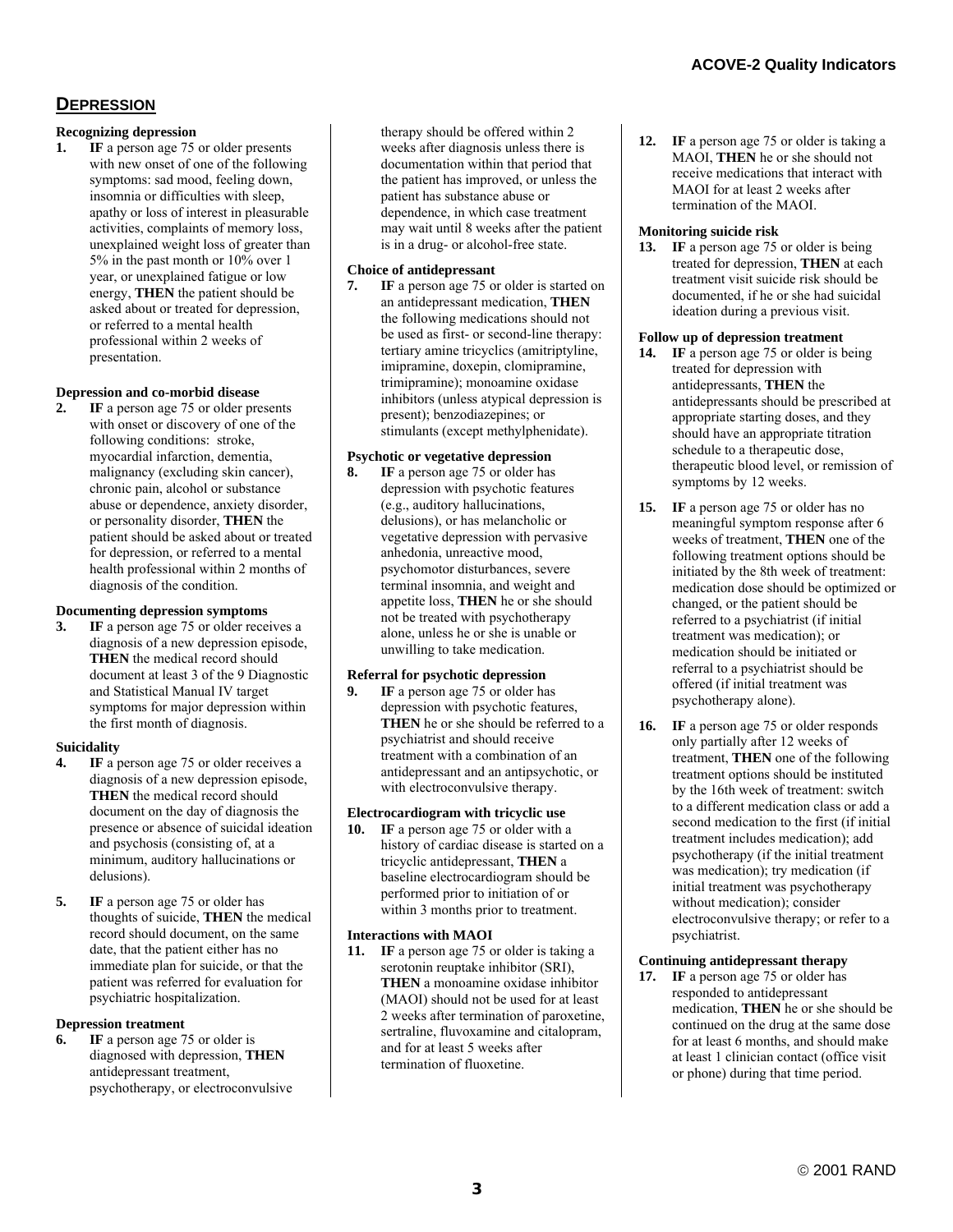## DEPRESSION

### Recognizing depression

1. **IF** a person age 75 or older presents with new onset of one of the following symptoms: sad mood, feeling down, insomnia or difficulties with sleep, apathy or loss of interest in pleasurable activities, complaints of memory loss, unexplained weight loss of greater than 5% in the past month or 10% over 1 year, or unexplained fatigue or low energy, **THEN** the patient should be asked about or treated for depression, or referred to a mental health professional within 2 weeks of presentation.

### Depression and co-morbid disease

2. **IF** a person age 75 or older presents with onset or discovery of one of the following conditions: stroke, myocardial infarction, dementia, malignancy (excluding skin cancer), chronic pain, alcohol or substance abuse or dependence, anxiety disorder, or personality disorder, **THEN** the patient should be asked about or treated for depression, or referred to a mental health professional within 2 months of diagnosis of the condition.

### Documenting depression symptoms

3. **IF** a person age 75 or older receives a diagnosis of a new depression episode, **THEN** the medical record should document at least 3 of the 9 Diagnostic and Statistical Manual IV target symptoms for major depression within the first month of diagnosis.

### Suicidality

4. **IF** a person age 75 or older receives a diagnosis of a new depression episode, **THEN** the medical record should document on the day of diagnosis the presence or absence of suicidal ideation and psychosis (consisting of, at a minimum, auditory hallucinations or delusions).

5. **IF** a person age 75 or older has thoughts of suicide, **THEN** the medical record should document, on the same date, that the patient either has no immediate plan for suicide, or that the patient was referred for evaluation for psychiatric hospitalization.

### Depression treatment

6. **IF** a person age 75 or older is diagnosed with depression, **THEN** antidepressant treatment, psychotherapy, or electroconvulsive therapy should be offered within 2 weeks after diagnosis unless there is documentation within that period that the patient has improved, or unless the patient has substance abuse or dependence, in which case treatment may wait until 8 weeks after the patient is in a drug- or alcohol-free state.

### Choice of antidepressant

7. **IF** a person age 75 or older is started on an antidepressant medication, **THEN** the following medications should not be used as first- or second-line therapy: tertiary amine tricyclics (amitriptyline, imipramine, doxepin, clomipramine, trimipramine); monoamine oxidase inhibitors (unless atypical depression is present); benzodiazepines; or stimulants (except methylphenidate).

### Psychotic or vegetative depression

8. **IF** a person age 75 or older has depression with psychotic features (e.g., auditory hallucinations, delusions), or has melancholic or vegetative depression with pervasive anhedonia, unreactive mood, psychomotor disturbances, severe terminal insomnia, and weight and appetite loss, **THEN** he or she should not be treated with psychotherapy alone, unless he or she is unable or unwilling to take medication.

### Referral for psychotic depression

9. **IF** a person age 75 or older has depression with psychotic features, **THEN** he or she should be referred to a psychiatrist and should receive treatment with a combination of an antidepressant and an antipsychotic, or with electroconvulsive therapy.

### Electrocardiogram with tricyclic use

10. **IF** a person age 75 or older with a history of cardiac disease is started on a tricyclic antidepressant, **THEN** a baseline electrocardiogram should be performed prior to initiation of or within 3 months prior to treatment.

### Interactions with MAOI

11. **IF** a person age 75 or older is taking a serotonin reuptake inhibitor (SRI), **THEN** a monoamine oxidase inhibitor (MAOI) should not be used for at least 2 weeks after termination of paroxetine, sertraline, fluvoxamine and citalopram, and for at least 5 weeks after termination of fluoxetine.

12. **IF** a person age 75 or older is taking a MAOI, **THEN** he or she should not receive medications that interact with MAOI for at least 2 weeks after termination of the MAOI.

### Monitoring suicide risk

13. **IF** a person age 75 or older is being treated for depression, **THEN** at each treatment visit suicide risk should be documented, if he or she had suicidal ideation during a previous visit.

### Follow up of depression treatment

14. **IF** a person age 75 or older is being treated for depression with antidepressants, **THEN** the antidepressants should be prescribed at appropriate starting doses, and they should have an appropriate titration schedule to a therapeutic dose, therapeutic blood level, or remission of symptoms by 12 weeks.

15. **IF** a person age 75 or older has no meaningful symptom response after 6 weeks of treatment, **THEN** one of the following treatment options should be initiated by the 8th week of treatment: medication dose should be optimized or changed, or the patient should be referred to a psychiatrist (if initial treatment was medication); or medication should be initiated or referral to a psychiatrist should be offered (if initial treatment was psychotherapy alone).

16. **IF** a person age 75 or older responds only partially after 12 weeks of treatment, **THEN** one of the following treatment options should be instituted by the 16th week of treatment: switch to a different medication class or add a second medication to the first (if initial treatment includes medication); add psychotherapy (if the initial treatment was medication); try medication (if initial treatment was psychotherapy without medication); consider electroconvulsive therapy; or refer to a psychiatrist.

### Continuing antidepressant therapy

17. **IF** a person age 75 or older has responded to antidepressant medication, **THEN** he or she should be continued on the drug at the same dose for at least 6 months, and should make at least 1 clinician contact (office visit or phone) during that time period.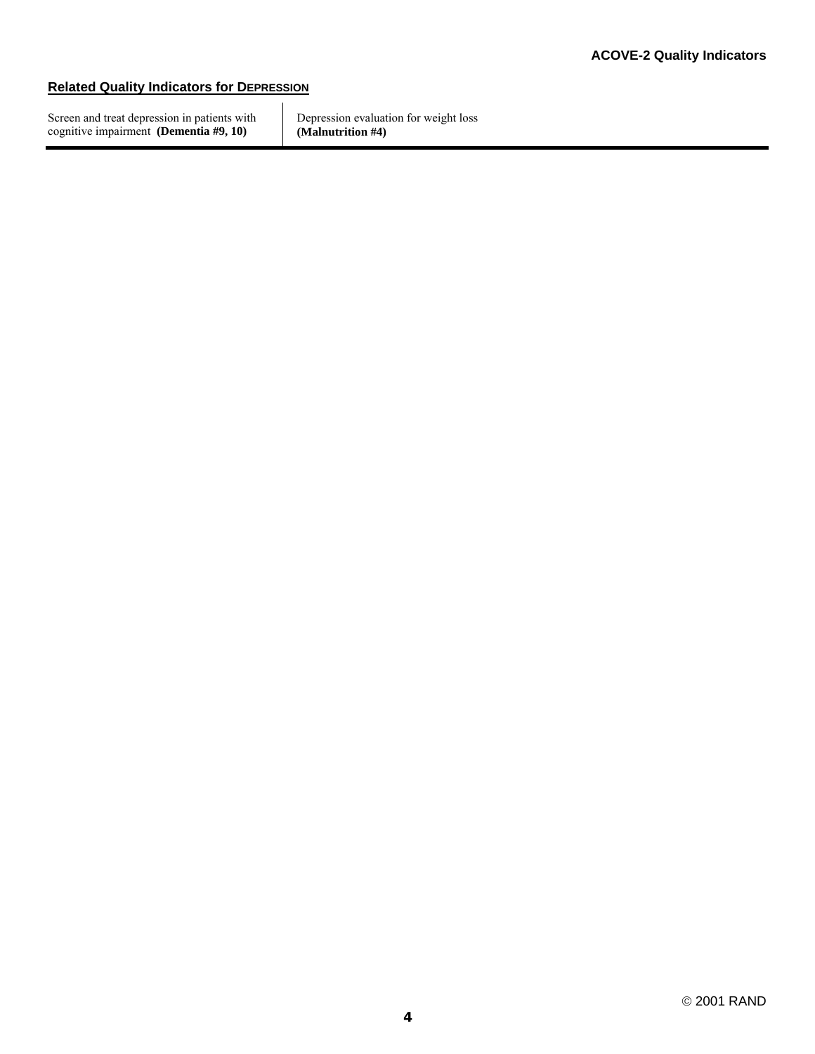## Related Quality Indicators for DEPRESSION

| Screen and treat depression in patients with cognitive impairment **(Dementia #9, 10)** | Depression evaluation for weight loss **(Malnutrition #4)** |
|---|---|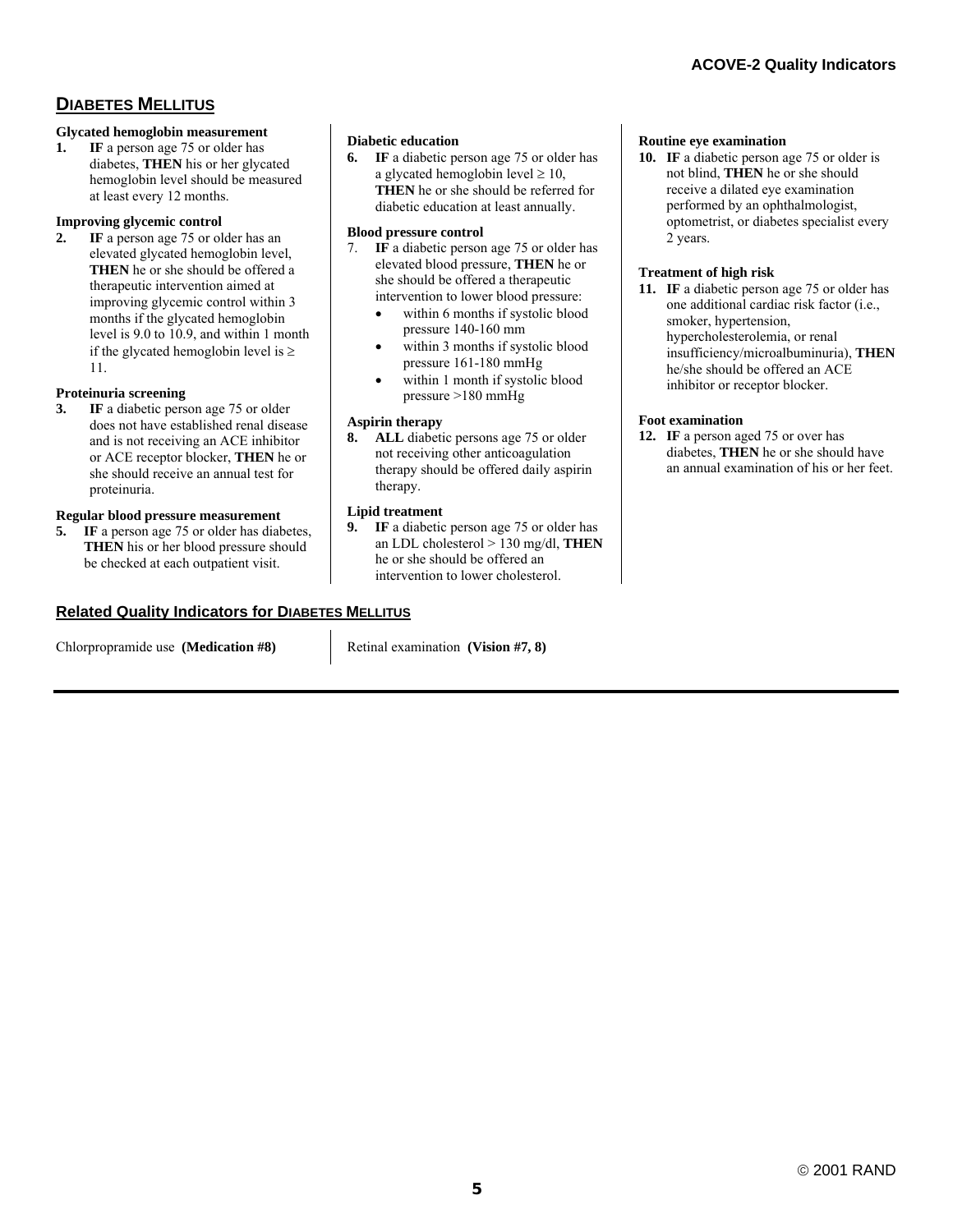## DIABETES MELLITUS

**Glycated hemoglobin measurement**

1. **IF** a person age 75 or older has diabetes, **THEN** his or her glycated hemoglobin level should be measured at least every 12 months.

**Improving glycemic control**

2. **IF** a person age 75 or older has an elevated glycated hemoglobin level, **THEN** he or she should be offered a therapeutic intervention aimed at improving glycemic control within 3 months if the glycated hemoglobin level is 9.0 to 10.9, and within 1 month if the glycated hemoglobin level is ≥ 11.

**Proteinuria screening**

3. **IF** a diabetic person age 75 or older does not have established renal disease and is not receiving an ACE inhibitor or ACE receptor blocker, **THEN** he or she should receive an annual test for proteinuria.

**Regular blood pressure measurement**

5. **IF** a person age 75 or older has diabetes, **THEN** his or her blood pressure should be checked at each outpatient visit.

**Diabetic education**

6. **IF** a diabetic person age 75 or older has a glycated hemoglobin level ≥ 10, **THEN** he or she should be referred for diabetic education at least annually.

**Blood pressure control**

7. **IF** a diabetic person age 75 or older has elevated blood pressure, **THEN** he or she should be offered a therapeutic intervention to lower blood pressure:
   - within 6 months if systolic blood pressure 140-160 mm
   - within 3 months if systolic blood pressure 161-180 mmHg
   - within 1 month if systolic blood pressure >180 mmHg

**Aspirin therapy**

8. **ALL** diabetic persons age 75 or older not receiving other anticoagulation therapy should be offered daily aspirin therapy.

**Lipid treatment**

9. **IF** a diabetic person age 75 or older has an LDL cholesterol > 130 mg/dl, **THEN** he or she should be offered an intervention to lower cholesterol.

**Routine eye examination**

10. **IF** a diabetic person age 75 or older is not blind, **THEN** he or she should receive a dilated eye examination performed by an ophthalmologist, optometrist, or diabetes specialist every 2 years.

**Treatment of high risk**

11. **IF** a diabetic person age 75 or older has one additional cardiac risk factor (i.e., smoker, hypertension, hypercholesterolemia, or renal insufficiency/microalbuminuria), **THEN** he/she should be offered an ACE inhibitor or receptor blocker.

**Foot examination**

12. **IF** a person aged 75 or over has diabetes, **THEN** he or she should have an annual examination of his or her feet.

### Related Quality Indicators for DIABETES MELLITUS

Chlorpropramide use **(Medication #8)**

Retinal examination **(Vision #7, 8)**

© 2001 RAND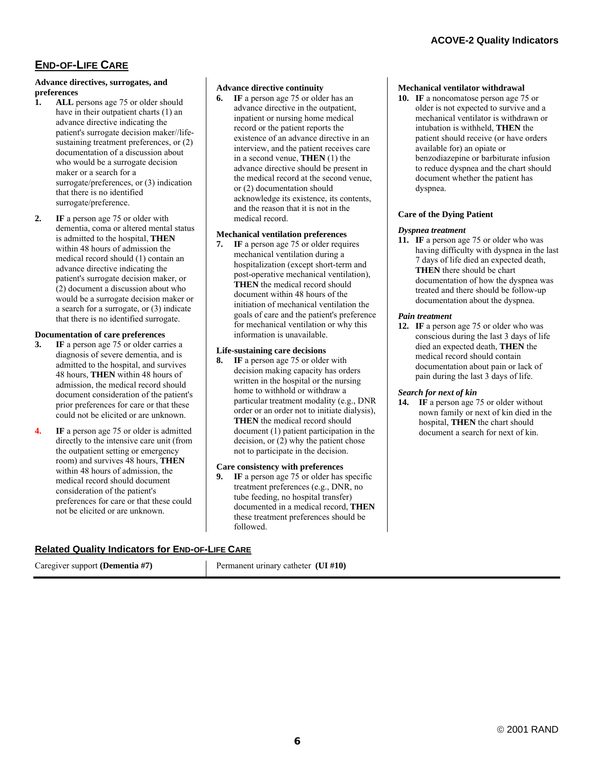## END-OF-LIFE CARE

**Advance directives, surrogates, and preferences**

1. **ALL** persons age 75 or older should have in their outpatient charts (1) an advance directive indicating the patient's surrogate decision maker//life-sustaining treatment preferences, or (2) documentation of a discussion about who would be a surrogate decision maker or a search for a surrogate/preferences, or (3) indication that there is no identified surrogate/preference.

2. **IF** a person age 75 or older with dementia, coma or altered mental status is admitted to the hospital, **THEN** within 48 hours of admission the medical record should (1) contain an advance directive indicating the patient's surrogate decision maker, or (2) document a discussion about who would be a surrogate decision maker or a search for a surrogate, or (3) indicate that there is no identified surrogate.

**Documentation of care preferences**

3. **IF** a person age 75 or older carries a diagnosis of severe dementia, and is admitted to the hospital, and survives 48 hours, **THEN** within 48 hours of admission, the medical record should document consideration of the patient's prior preferences for care or that these could not be elicited or are unknown.

4. **IF** a person age 75 or older is admitted directly to the intensive care unit (from the outpatient setting or emergency room) and survives 48 hours, **THEN** within 48 hours of admission, the medical record should document consideration of the patient's preferences for care or that these could not be elicited or are unknown.

**Advance directive continuity**

6. **IF** a person age 75 or older has an advance directive in the outpatient, inpatient or nursing home medical record or the patient reports the existence of an advance directive in an interview, and the patient receives care in a second venue, **THEN** (1) the advance directive should be present in the medical record at the second venue, or (2) documentation should acknowledge its existence, its contents, and the reason that it is not in the medical record.

**Mechanical ventilation preferences**

7. **IF** a person age 75 or older requires mechanical ventilation during a hospitalization (except short-term and post-operative mechanical ventilation), **THEN** the medical record should document within 48 hours of the initiation of mechanical ventilation the goals of care and the patient's preference for mechanical ventilation or why this information is unavailable.

**Life-sustaining care decisions**

8. **IF** a person age 75 or older with decision making capacity has orders written in the hospital or the nursing home to withhold or withdraw a particular treatment modality (e.g., DNR order or an order not to initiate dialysis), **THEN** the medical record should document (1) patient participation in the decision, or (2) why the patient chose not to participate in the decision.

**Care consistency with preferences**

9. **IF** a person age 75 or older has specific treatment preferences (e.g., DNR, no tube feeding, no hospital transfer) documented in a medical record, **THEN** these treatment preferences should be followed.

**Mechanical ventilator withdrawal**

10. **IF** a noncomatose person age 75 or older is not expected to survive and a mechanical ventilator is withdrawn or intubation is withheld, **THEN** the patient should receive (or have orders available for) an opiate or benzodiazepine or barbiturate infusion to reduce dyspnea and the chart should document whether the patient has dyspnea.

**Care of the Dying Patient**

***Dyspnea treatment***

11. **IF** a person age 75 or older who was having difficulty with dyspnea in the last 7 days of life died an expected death, **THEN** there should be chart documentation of how the dyspnea was treated and there should be follow-up documentation about the dyspnea.

***Pain treatment***

12. **IF** a person age 75 or older who was conscious during the last 3 days of life died an expected death, **THEN** the medical record should contain documentation about pain or lack of pain during the last 3 days of life.

***Search for next of kin***

14. **IF** a person age 75 or older without nown family or next of kin died in the hospital, **THEN** the chart should document a search for next of kin.

### Related Quality Indicators for END-OF-LIFE CARE

| Caregiver support **(Dementia #7)** | Permanent urinary catheter **(UI #10)** |
|---|---|

© 2001 RAND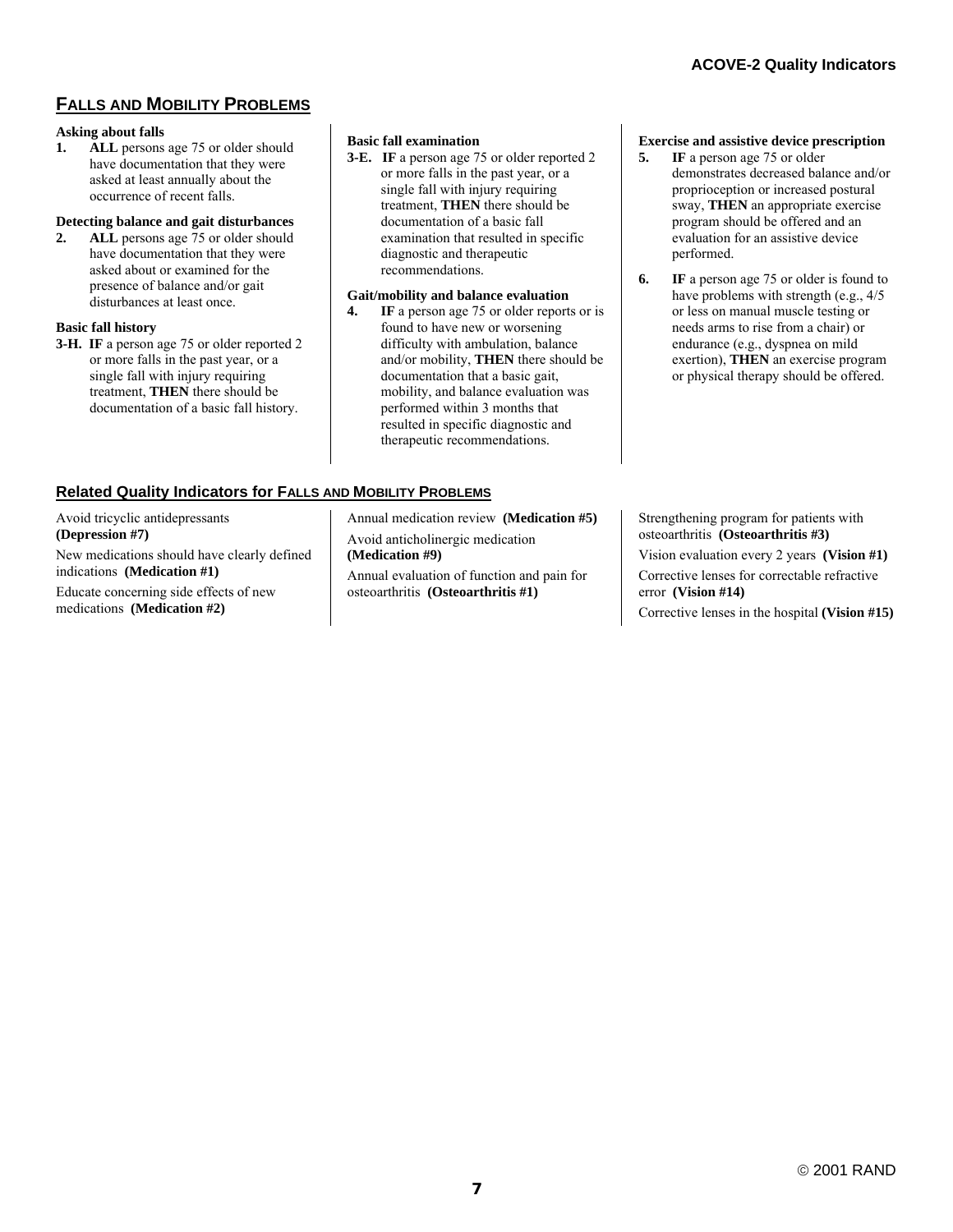## FALLS AND MOBILITY PROBLEMS

**Asking about falls**

1. **ALL** persons age 75 or older should have documentation that they were asked at least annually about the occurrence of recent falls.

**Detecting balance and gait disturbances**

2. **ALL** persons age 75 or older should have documentation that they were asked about or examined for the presence of balance and/or gait disturbances at least once.

**Basic fall history**

**3-H.** **IF** a person age 75 or older reported 2 or more falls in the past year, or a single fall with injury requiring treatment, **THEN** there should be documentation of a basic fall history.

**Basic fall examination**

**3-E.** **IF** a person age 75 or older reported 2 or more falls in the past year, or a single fall with injury requiring treatment, **THEN** there should be documentation of a basic fall examination that resulted in specific diagnostic and therapeutic recommendations.

**Gait/mobility and balance evaluation**

4. **IF** a person age 75 or older reports or is found to have new or worsening difficulty with ambulation, balance and/or mobility, **THEN** there should be documentation that a basic gait, mobility, and balance evaluation was performed within 3 months that resulted in specific diagnostic and therapeutic recommendations.

**Exercise and assistive device prescription**

5. **IF** a person age 75 or older demonstrates decreased balance and/or proprioception or increased postural sway, **THEN** an appropriate exercise program should be offered and an evaluation for an assistive device performed.

6. **IF** a person age 75 or older is found to have problems with strength (e.g., 4/5 or less on manual muscle testing or needs arms to rise from a chair) or endurance (e.g., dyspnea on mild exertion), **THEN** an exercise program or physical therapy should be offered.

### Related Quality Indicators for FALLS AND MOBILITY PROBLEMS

Avoid tricyclic antidepressants **(Depression #7)**

New medications should have clearly defined indications **(Medication #1)**

Educate concerning side effects of new medications **(Medication #2)**

Annual medication review **(Medication #5)**

Avoid anticholinergic medication **(Medication #9)**

Annual evaluation of function and pain for osteoarthritis **(Osteoarthritis #1)**

Strengthening program for patients with osteoarthritis **(Osteoarthritis #3)**

Vision evaluation every 2 years **(Vision #1)**

Corrective lenses for correctable refractive error **(Vision #14)**

Corrective lenses in the hospital **(Vision #15)**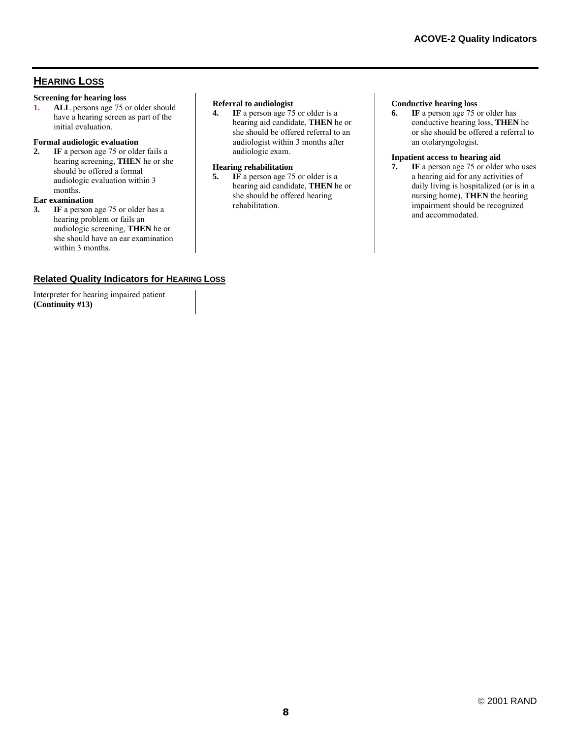## HEARING LOSS

**Screening for hearing loss**

1. **ALL** persons age 75 or older should have a hearing screen as part of the initial evaluation.

**Formal audiologic evaluation**

2. **IF** a person age 75 or older fails a hearing screening, **THEN** he or she should be offered a formal audiologic evaluation within 3 months.

**Ear examination**

3. **IF** a person age 75 or older has a hearing problem or fails an audiologic screening, **THEN** he or she should have an ear examination within 3 months.

**Referral to audiologist**

4. **IF** a person age 75 or older is a hearing aid candidate, **THEN** he or she should be offered referral to an audiologist within 3 months after audiologic exam.

**Hearing rehabilitation**

5. **IF** a person age 75 or older is a hearing aid candidate, **THEN** he or she should be offered hearing rehabilitation.

**Conductive hearing loss**

6. **IF** a person age 75 or older has conductive hearing loss, **THEN** he or she should be offered a referral to an otolaryngologist.

**Inpatient access to hearing aid**

7. **IF** a person age 75 or older who uses a hearing aid for any activities of daily living is hospitalized (or is in a nursing home), **THEN** the hearing impairment should be recognized and accommodated.

### Related Quality Indicators for HEARING LOSS

Interpreter for hearing impaired patient **(Continuity #13)**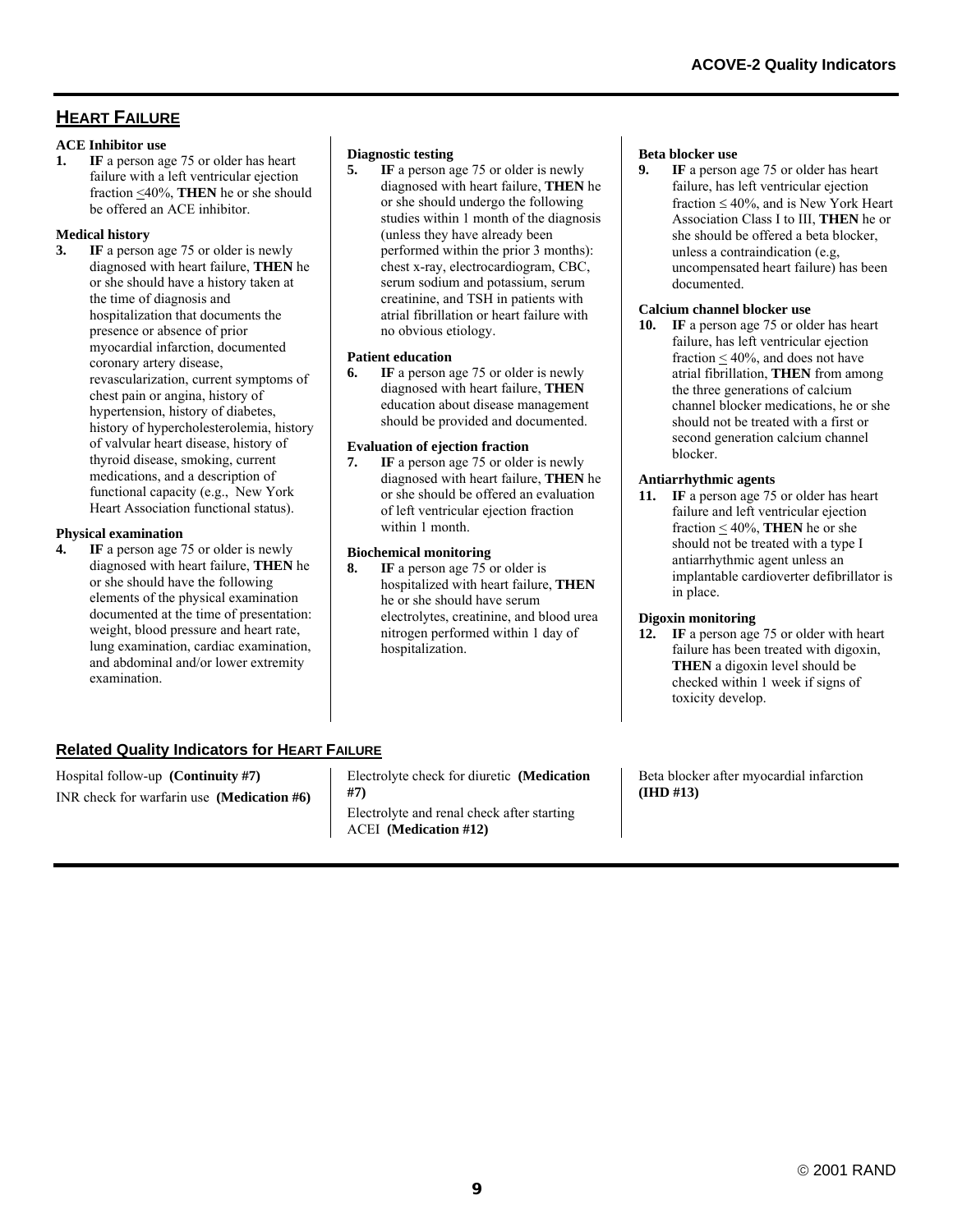## HEART FAILURE

**ACE Inhibitor use**

**1.** **IF** a person age 75 or older has heart failure with a left ventricular ejection fraction ≤40%, **THEN** he or she should be offered an ACE inhibitor.

**Medical history**

**3.** **IF** a person age 75 or older is newly diagnosed with heart failure, **THEN** he or she should have a history taken at the time of diagnosis and hospitalization that documents the presence or absence of prior myocardial infarction, documented coronary artery disease, revascularization, current symptoms of chest pain or angina, history of hypertension, history of diabetes, history of hypercholesterolemia, history of valvular heart disease, history of thyroid disease, smoking, current medications, and a description of functional capacity (e.g., New York Heart Association functional status).

**Physical examination**

**4.** **IF** a person age 75 or older is newly diagnosed with heart failure, **THEN** he or she should have the following elements of the physical examination documented at the time of presentation: weight, blood pressure and heart rate, lung examination, cardiac examination, and abdominal and/or lower extremity examination.

**Diagnostic testing**

**5.** **IF** a person age 75 or older is newly diagnosed with heart failure, **THEN** he or she should undergo the following studies within 1 month of the diagnosis (unless they have already been performed within the prior 3 months): chest x-ray, electrocardiogram, CBC, serum sodium and potassium, serum creatinine, and TSH in patients with atrial fibrillation or heart failure with no obvious etiology.

**Patient education**

**6.** **IF** a person age 75 or older is newly diagnosed with heart failure, **THEN** education about disease management should be provided and documented.

**Evaluation of ejection fraction**

**7.** **IF** a person age 75 or older is newly diagnosed with heart failure, **THEN** he or she should be offered an evaluation of left ventricular ejection fraction within 1 month.

**Biochemical monitoring**

**8.** **IF** a person age 75 or older is hospitalized with heart failure, **THEN** he or she should have serum electrolytes, creatinine, and blood urea nitrogen performed within 1 day of hospitalization.

**Beta blocker use**

**9.** **IF** a person age 75 or older has heart failure, has left ventricular ejection fraction ≤ 40%, and is New York Heart Association Class I to III, **THEN** he or she should be offered a beta blocker, unless a contraindication (e.g, uncompensated heart failure) has been documented.

**Calcium channel blocker use**

**10.** **IF** a person age 75 or older has heart failure, has left ventricular ejection fraction ≤ 40%, and does not have atrial fibrillation, **THEN** from among the three generations of calcium channel blocker medications, he or she should not be treated with a first or second generation calcium channel blocker.

**Antiarrhythmic agents**

**11.** **IF** a person age 75 or older has heart failure and left ventricular ejection fraction ≤ 40%, **THEN** he or she should not be treated with a type I antiarrhythmic agent unless an implantable cardioverter defibrillator is in place.

**Digoxin monitoring**

**12.** **IF** a person age 75 or older with heart failure has been treated with digoxin, **THEN** a digoxin level should be checked within 1 week if signs of toxicity develop.

### Related Quality Indicators for HEART FAILURE

Hospital follow-up **(Continuity #7)**

INR check for warfarin use **(Medication #6)**

Electrolyte check for diuretic **(Medication #7)**

Electrolyte and renal check after starting ACEI **(Medication #12)**

Beta blocker after myocardial infarction **(IHD #13)**

© 2001 RAND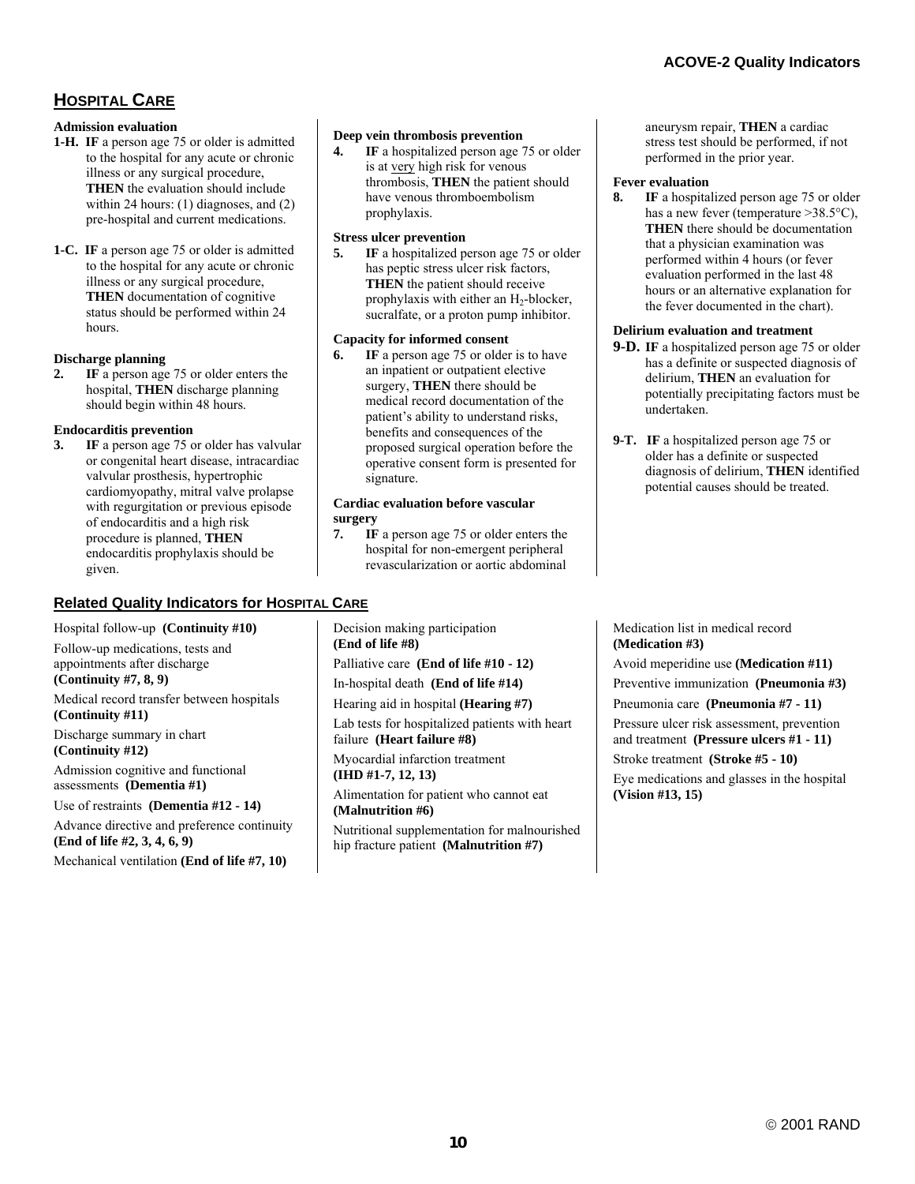## HOSPITAL CARE

**Admission evaluation**

**1-H. IF** a person age 75 or older is admitted to the hospital for any acute or chronic illness or any surgical procedure, **THEN** the evaluation should include within 24 hours: (1) diagnoses, and (2) pre-hospital and current medications.

**1-C. IF** a person age 75 or older is admitted to the hospital for any acute or chronic illness or any surgical procedure, **THEN** documentation of cognitive status should be performed within 24 hours.

**Discharge planning**

**2. IF** a person age 75 or older enters the hospital, **THEN** discharge planning should begin within 48 hours.

**Endocarditis prevention**

**3. IF** a person age 75 or older has valvular or congenital heart disease, intracardiac valvular prosthesis, hypertrophic cardiomyopathy, mitral valve prolapse with regurgitation or previous episode of endocarditis and a high risk procedure is planned, **THEN** endocarditis prophylaxis should be given.

**Deep vein thrombosis prevention**

**4. IF** a hospitalized person age 75 or older is at very high risk for venous thrombosis, **THEN** the patient should have venous thromboembolism prophylaxis.

**Stress ulcer prevention**

**5. IF** a hospitalized person age 75 or older has peptic stress ulcer risk factors, **THEN** the patient should receive prophylaxis with either an $H_2$-blocker, sucralfate, or a proton pump inhibitor.

**Capacity for informed consent**

**6. IF** a person age 75 or older is to have an inpatient or outpatient elective surgery, **THEN** there should be medical record documentation of the patient's ability to understand risks, benefits and consequences of the proposed surgical operation before the operative consent form is presented for signature.

**Cardiac evaluation before vascular surgery**

**7. IF** a person age 75 or older enters the hospital for non-emergent peripheral revascularization or aortic abdominal aneurysm repair, **THEN** a cardiac stress test should be performed, if not performed in the prior year.

**Fever evaluation**

**8. IF** a hospitalized person age 75 or older has a new fever (temperature >38.5°C), **THEN** there should be documentation that a physician examination was performed within 4 hours (or fever evaluation performed in the last 48 hours or an alternative explanation for the fever documented in the chart).

**Delirium evaluation and treatment**

**9-D. IF** a hospitalized person age 75 or older has a definite or suspected diagnosis of delirium, **THEN** an evaluation for potentially precipitating factors must be undertaken.

**9-T. IF** a hospitalized person age 75 or older has a definite or suspected diagnosis of delirium, **THEN** identified potential causes should be treated.

### Related Quality Indicators for HOSPITAL CARE

Hospital follow-up **(Continuity #10)**

Follow-up medications, tests and appointments after discharge **(Continuity #7, 8, 9)**

Medical record transfer between hospitals **(Continuity #11)**

Discharge summary in chart **(Continuity #12)**

Admission cognitive and functional assessments **(Dementia #1)**

Use of restraints **(Dementia #12 - 14)**

Advance directive and preference continuity **(End of life #2, 3, 4, 6, 9)**

Mechanical ventilation **(End of life #7, 10)**

Decision making participation **(End of life #8)**

Palliative care **(End of life #10 - 12)**

In-hospital death **(End of life #14)**

Hearing aid in hospital **(Hearing #7)**

Lab tests for hospitalized patients with heart failure **(Heart failure #8)**

Myocardial infarction treatment **(IHD #1-7, 12, 13)**

Alimentation for patient who cannot eat **(Malnutrition #6)**

Nutritional supplementation for malnourished hip fracture patient **(Malnutrition #7)**

Medication list in medical record **(Medication #3)**

Avoid meperidine use **(Medication #11)**

Preventive immunization **(Pneumonia #3)**

Pneumonia care **(Pneumonia #7 - 11)**

Pressure ulcer risk assessment, prevention and treatment **(Pressure ulcers #1 - 11)**

Stroke treatment **(Stroke #5 - 10)**

Eye medications and glasses in the hospital **(Vision #13, 15)**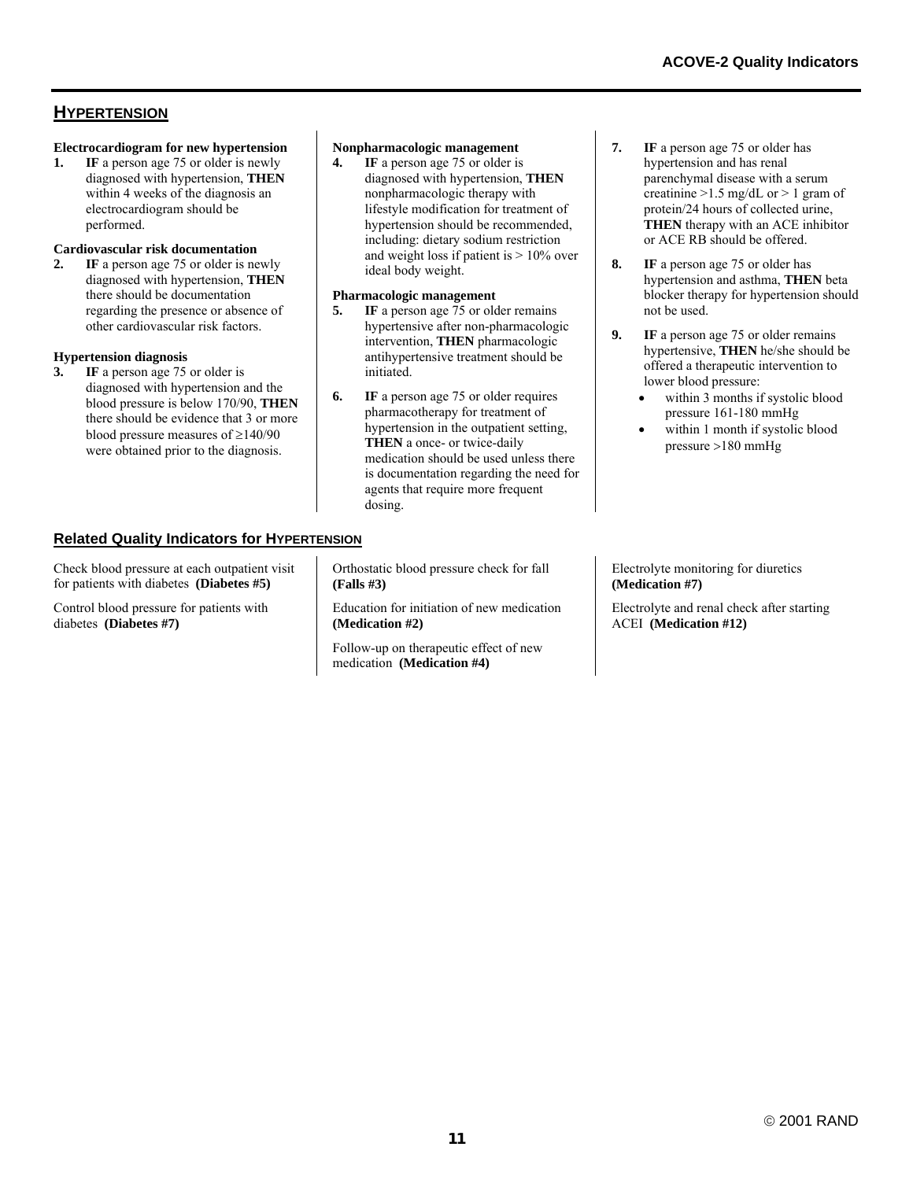## HYPERTENSION

**Electrocardiogram for new hypertension**

1. **IF** a person age 75 or older is newly diagnosed with hypertension, **THEN** within 4 weeks of the diagnosis an electrocardiogram should be performed.

**Cardiovascular risk documentation**

2. **IF** a person age 75 or older is newly diagnosed with hypertension, **THEN** there should be documentation regarding the presence or absence of other cardiovascular risk factors.

**Hypertension diagnosis**

3. **IF** a person age 75 or older is diagnosed with hypertension and the blood pressure is below 170/90, **THEN** there should be evidence that 3 or more blood pressure measures of ≥140/90 were obtained prior to the diagnosis.

**Nonpharmacologic management**

4. **IF** a person age 75 or older is diagnosed with hypertension, **THEN** nonpharmacologic therapy with lifestyle modification for treatment of hypertension should be recommended, including: dietary sodium restriction and weight loss if patient is > 10% over ideal body weight.

**Pharmacologic management**

5. **IF** a person age 75 or older remains hypertensive after non-pharmacologic intervention, **THEN** pharmacologic antihypertensive treatment should be initiated.

6. **IF** a person age 75 or older requires pharmacotherapy for treatment of hypertension in the outpatient setting, **THEN** a once- or twice-daily medication should be used unless there is documentation regarding the need for agents that require more frequent dosing.

7. **IF** a person age 75 or older has hypertension and has renal parenchymal disease with a serum creatinine >1.5 mg/dL or > 1 gram of protein/24 hours of collected urine, **THEN** therapy with an ACE inhibitor or ACE RB should be offered.

8. **IF** a person age 75 or older has hypertension and asthma, **THEN** beta blocker therapy for hypertension should not be used.

9. **IF** a person age 75 or older remains hypertensive, **THEN** he/she should be offered a therapeutic intervention to lower blood pressure:
   - within 3 months if systolic blood pressure 161-180 mmHg
   - within 1 month if systolic blood pressure >180 mmHg

### Related Quality Indicators for HYPERTENSION

Check blood pressure at each outpatient visit for patients with diabetes **(Diabetes #5)**

Control blood pressure for patients with diabetes **(Diabetes #7)**

Orthostatic blood pressure check for fall **(Falls #3)**

Education for initiation of new medication **(Medication #2)**

Follow-up on therapeutic effect of new medication **(Medication #4)**

Electrolyte monitoring for diuretics **(Medication #7)**

Electrolyte and renal check after starting ACEI **(Medication #12)**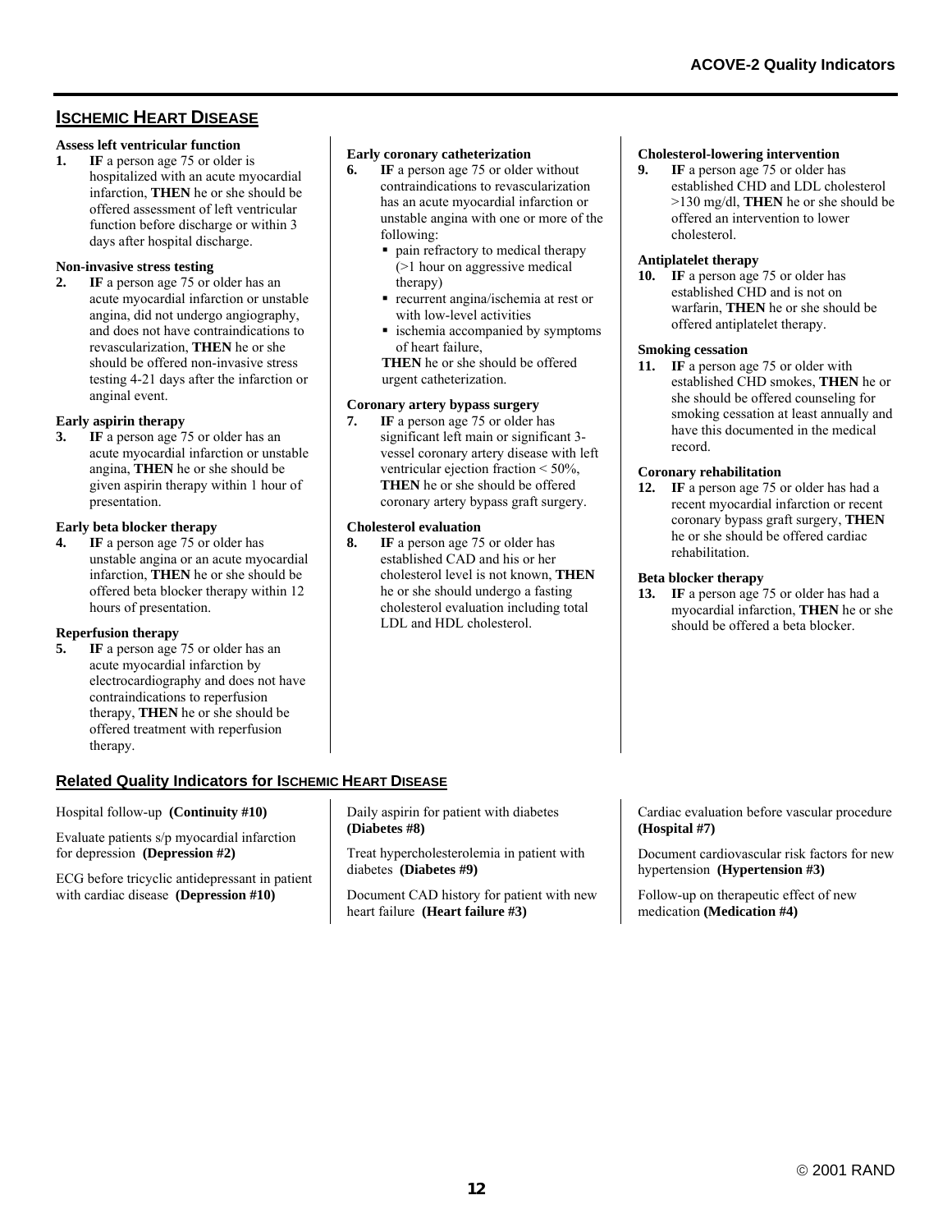## ISCHEMIC HEART DISEASE

**Assess left ventricular function**

1. **IF** a person age 75 or older is hospitalized with an acute myocardial infarction, **THEN** he or she should be offered assessment of left ventricular function before discharge or within 3 days after hospital discharge.

**Non-invasive stress testing**

2. **IF** a person age 75 or older has an acute myocardial infarction or unstable angina, did not undergo angiography, and does not have contraindications to revascularization, **THEN** he or she should be offered non-invasive stress testing 4-21 days after the infarction or anginal event.

**Early aspirin therapy**

3. **IF** a person age 75 or older has an acute myocardial infarction or unstable angina, **THEN** he or she should be given aspirin therapy within 1 hour of presentation.

**Early beta blocker therapy**

4. **IF** a person age 75 or older has unstable angina or an acute myocardial infarction, **THEN** he or she should be offered beta blocker therapy within 12 hours of presentation.

**Reperfusion therapy**

5. **IF** a person age 75 or older has an acute myocardial infarction by electrocardiography and does not have contraindications to reperfusion therapy, **THEN** he or she should be offered treatment with reperfusion therapy.

**Early coronary catheterization**

6. **IF** a person age 75 or older without contraindications to revascularization has an acute myocardial infarction or unstable angina with one or more of the following:
   - pain refractory to medical therapy (>1 hour on aggressive medical therapy)
   - recurrent angina/ischemia at rest or with low-level activities
   - ischemia accompanied by symptoms of heart failure,

   **THEN** he or she should be offered urgent catheterization.

**Coronary artery bypass surgery**

7. **IF** a person age 75 or older has significant left main or significant 3-vessel coronary artery disease with left ventricular ejection fraction < 50%, **THEN** he or she should be offered coronary artery bypass graft surgery.

**Cholesterol evaluation**

8. **IF** a person age 75 or older has established CAD and his or her cholesterol level is not known, **THEN** he or she should undergo a fasting cholesterol evaluation including total LDL and HDL cholesterol.

**Cholesterol-lowering intervention**

9. **IF** a person age 75 or older has established CHD and LDL cholesterol >130 mg/dl, **THEN** he or she should be offered an intervention to lower cholesterol.

**Antiplatelet therapy**

10. **IF** a person age 75 or older has established CHD and is not on warfarin, **THEN** he or she should be offered antiplatelet therapy.

**Smoking cessation**

11. **IF** a person age 75 or older with established CHD smokes, **THEN** he or she should be offered counseling for smoking cessation at least annually and have this documented in the medical record.

**Coronary rehabilitation**

12. **IF** a person age 75 or older has had a recent myocardial infarction or recent coronary bypass graft surgery, **THEN** he or she should be offered cardiac rehabilitation.

**Beta blocker therapy**

13. **IF** a person age 75 or older has had a myocardial infarction, **THEN** he or she should be offered a beta blocker.

### Related Quality Indicators for ISCHEMIC HEART DISEASE

Hospital follow-up **(Continuity #10)**

Evaluate patients s/p myocardial infarction for depression **(Depression #2)**

ECG before tricyclic antidepressant in patient with cardiac disease **(Depression #10)**

Daily aspirin for patient with diabetes **(Diabetes #8)**

Treat hypercholesterolemia in patient with diabetes **(Diabetes #9)**

Document CAD history for patient with new heart failure **(Heart failure #3)**

Cardiac evaluation before vascular procedure **(Hospital #7)**

Document cardiovascular risk factors for new hypertension **(Hypertension #3)**

Follow-up on therapeutic effect of new medication **(Medication #4)**

© 2001 RAND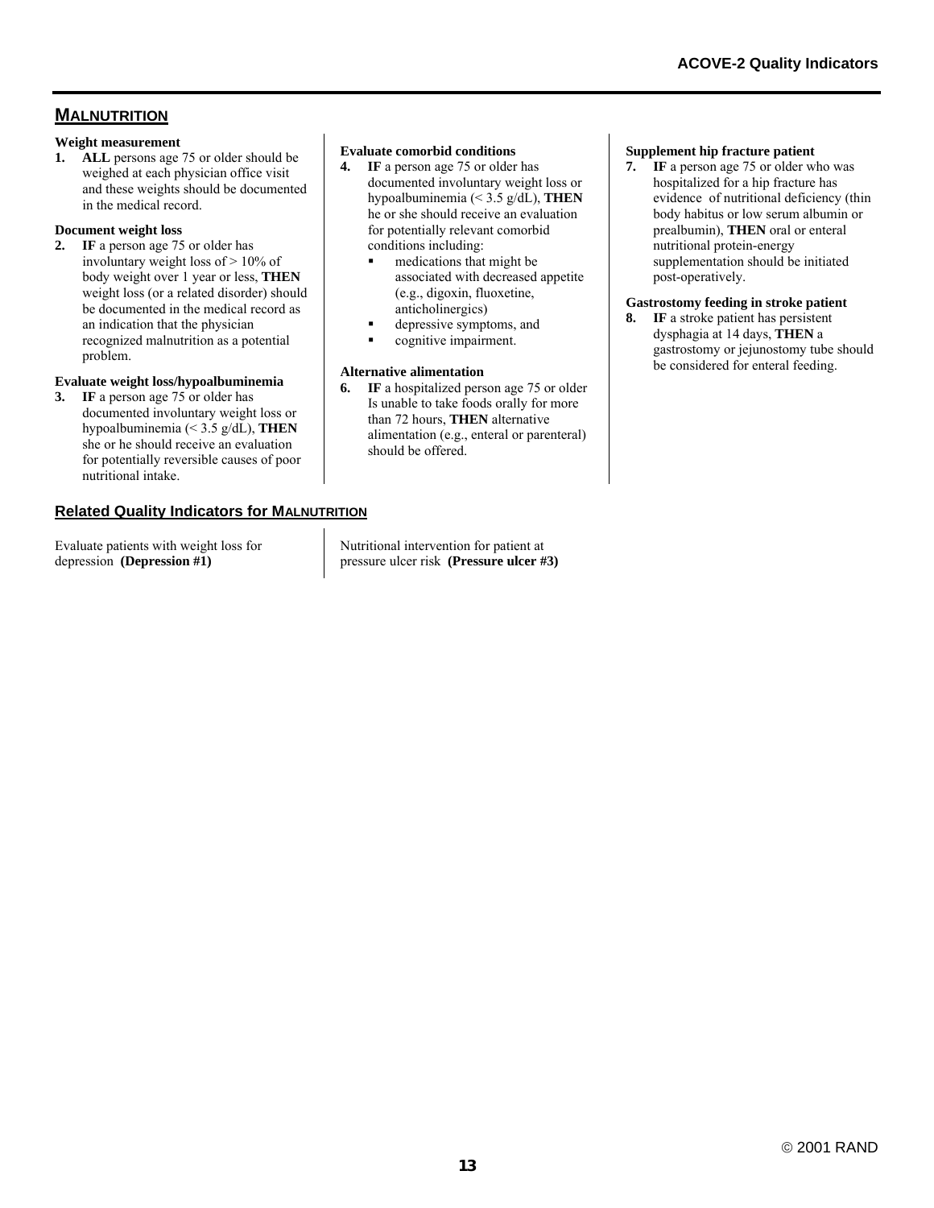## MALNUTRITION

**Weight measurement**

1. **ALL** persons age 75 or older should be weighed at each physician office visit and these weights should be documented in the medical record.

**Document weight loss**

2. **IF** a person age 75 or older has involuntary weight loss of > 10% of body weight over 1 year or less, **THEN** weight loss (or a related disorder) should be documented in the medical record as an indication that the physician recognized malnutrition as a potential problem.

**Evaluate weight loss/hypoalbuminemia**

3. **IF** a person age 75 or older has documented involuntary weight loss or hypoalbuminemia (< 3.5 g/dL), **THEN** she or he should receive an evaluation for potentially reversible causes of poor nutritional intake.

**Evaluate comorbid conditions**

4. **IF** a person age 75 or older has documented involuntary weight loss or hypoalbuminemia (< 3.5 g/dL), **THEN** he or she should receive an evaluation for potentially relevant comorbid conditions including:
   - medications that might be associated with decreased appetite (e.g., digoxin, fluoxetine, anticholinergics)
   - depressive symptoms, and
   - cognitive impairment.

**Alternative alimentation**

6. **IF** a hospitalized person age 75 or older Is unable to take foods orally for more than 72 hours, **THEN** alternative alimentation (e.g., enteral or parenteral) should be offered.

**Supplement hip fracture patient**

7. **IF** a person age 75 or older who was hospitalized for a hip fracture has evidence of nutritional deficiency (thin body habitus or low serum albumin or prealbumin), **THEN** oral or enteral nutritional protein-energy supplementation should be initiated post-operatively.

**Gastrostomy feeding in stroke patient**

8. **IF** a stroke patient has persistent dysphagia at 14 days, **THEN** a gastrostomy or jejunostomy tube should be considered for enteral feeding.

### Related Quality Indicators for MALNUTRITION

Evaluate patients with weight loss for depression **(Depression #1)**

Nutritional intervention for patient at pressure ulcer risk **(Pressure ulcer #3)**

© 2001 RAND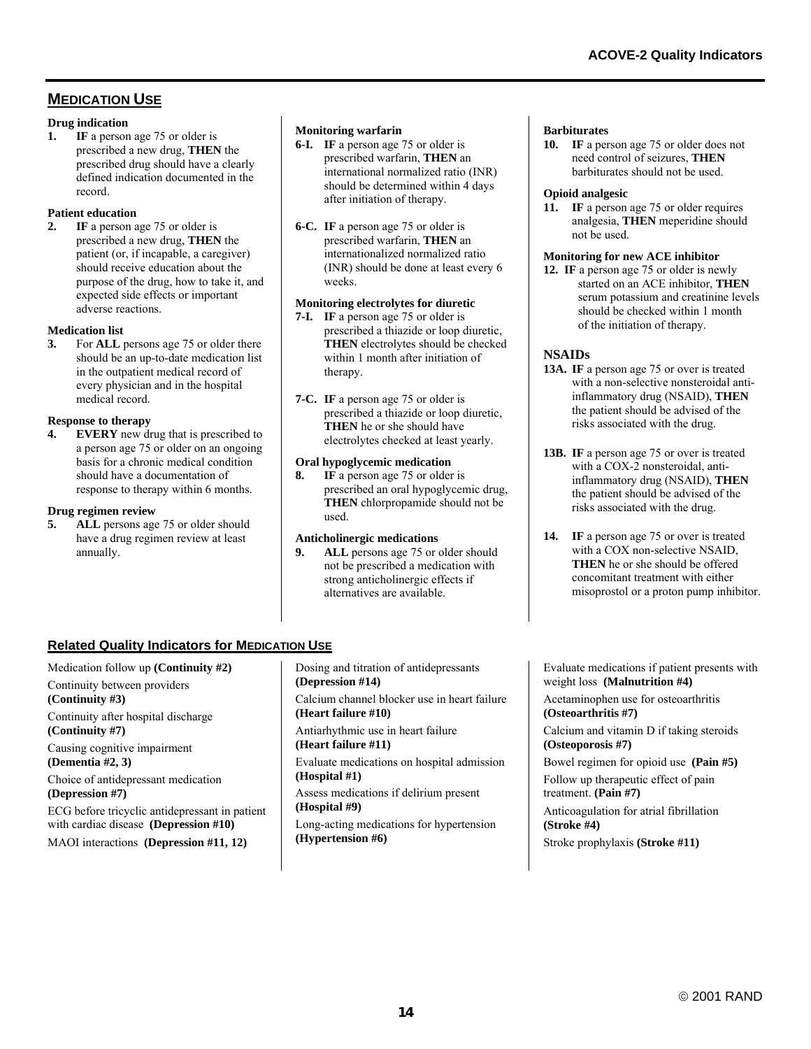## MEDICATION USE

**Drug indication**

**1.** **IF** a person age 75 or older is prescribed a new drug, **THEN** the prescribed drug should have a clearly defined indication documented in the record.

**Patient education**

**2.** **IF** a person age 75 or older is prescribed a new drug, **THEN** the patient (or, if incapable, a caregiver) should receive education about the purpose of the drug, how to take it, and expected side effects or important adverse reactions.

**Medication list**

**3.** For **ALL** persons age 75 or older there should be an up-to-date medication list in the outpatient medical record of every physician and in the hospital medical record.

**Response to therapy**

**4.** **EVERY** new drug that is prescribed to a person age 75 or older on an ongoing basis for a chronic medical condition should have a documentation of response to therapy within 6 months.

**Drug regimen review**

**5.** **ALL** persons age 75 or older should have a drug regimen review at least annually.

**Monitoring warfarin**

**6-I.** **IF** a person age 75 or older is prescribed warfarin, **THEN** an international normalized ratio (INR) should be determined within 4 days after initiation of therapy.

**6-C.** **IF** a person age 75 or older is prescribed warfarin, **THEN** an internationalized normalized ratio (INR) should be done at least every 6 weeks.

**Monitoring electrolytes for diuretic**

**7-I.** **IF** a person age 75 or older is prescribed a thiazide or loop diuretic, **THEN** electrolytes should be checked within 1 month after initiation of therapy.

**7-C.** **IF** a person age 75 or older is prescribed a thiazide or loop diuretic, **THEN** he or she should have electrolytes checked at least yearly.

**Oral hypoglycemic medication**

**8.** **IF** a person age 75 or older is prescribed an oral hypoglycemic drug, **THEN** chlorpropamide should not be used.

**Anticholinergic medications**

**9.** **ALL** persons age 75 or older should not be prescribed a medication with strong anticholinergic effects if alternatives are available.

**Barbiturates**

**10.** **IF** a person age 75 or older does not need control of seizures, **THEN** barbiturates should not be used.

**Opioid analgesic**

**11.** **IF** a person age 75 or older requires analgesia, **THEN** meperidine should not be used.

**Monitoring for new ACE inhibitor**

**12.** **IF** a person age 75 or older is newly started on an ACE inhibitor, **THEN** serum potassium and creatinine levels should be checked within 1 month of the initiation of therapy.

### NSAIDs

**13A.** **IF** a person age 75 or over is treated with a non-selective nonsteroidal anti-inflammatory drug (NSAID), **THEN** the patient should be advised of the risks associated with the drug.

**13B.** **IF** a person age 75 or over is treated with a COX-2 nonsteroidal, anti-inflammatory drug (NSAID), **THEN** the patient should be advised of the risks associated with the drug.

**14.** **IF** a person age 75 or over is treated with a COX non-selective NSAID, **THEN** he or she should be offered concomitant treatment with either misoprostol or a proton pump inhibitor.

## Related Quality Indicators for MEDICATION USE

Medication follow up **(Continuity #2)**

Continuity between providers **(Continuity #3)**

Continuity after hospital discharge **(Continuity #7)**

Causing cognitive impairment **(Dementia #2, 3)**

Choice of antidepressant medication **(Depression #7)**

ECG before tricyclic antidepressant in patient with cardiac disease **(Depression #10)**

MAOI interactions **(Depression #11, 12)**

Dosing and titration of antidepressants **(Depression #14)**

Calcium channel blocker use in heart failure **(Heart failure #10)**

Antiarhythmic use in heart failure **(Heart failure #11)**

Evaluate medications on hospital admission **(Hospital #1)**

Assess medications if delirium present **(Hospital #9)**

Long-acting medications for hypertension **(Hypertension #6)**

Evaluate medications if patient presents with weight loss **(Malnutrition #4)**

Acetaminophen use for osteoarthritis **(Osteoarthritis #7)**

Calcium and vitamin D if taking steroids **(Osteoporosis #7)**

Bowel regimen for opioid use **(Pain #5)**

Follow up therapeutic effect of pain treatment. **(Pain #7)**

Anticoagulation for atrial fibrillation **(Stroke #4)**

Stroke prophylaxis **(Stroke #11)**

© 2001 RAND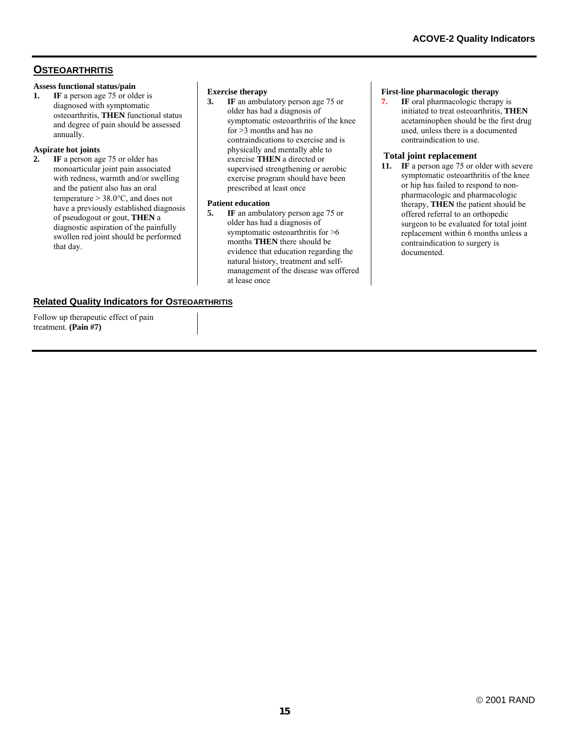## OSTEOARTHRITIS

**Assess functional status/pain**

1. **IF** a person age 75 or older is diagnosed with symptomatic osteoarthritis, **THEN** functional status and degree of pain should be assessed annually.

**Aspirate hot joints**

2. **IF** a person age 75 or older has monoarticular joint pain associated with redness, warmth and/or swelling and the patient also has an oral temperature > 38.0°C, and does not have a previously established diagnosis of pseudogout or gout, **THEN** a diagnostic aspiration of the painfully swollen red joint should be performed that day.

**Exercise therapy**

3. **IF** an ambulatory person age 75 or older has had a diagnosis of symptomatic osteoarthritis of the knee for >3 months and has no contraindications to exercise and is physically and mentally able to exercise **THEN** a directed or supervised strengthening or aerobic exercise program should have been prescribed at least once

**Patient education**

5. **IF** an ambulatory person age 75 or older has had a diagnosis of symptomatic osteoarthritis for >6 months **THEN** there should be evidence that education regarding the natural history, treatment and self-management of the disease was offered at lease once

**First-line pharmacologic therapy**

7. **IF** oral pharmacologic therapy is initiated to treat osteoarthritis, **THEN** acetaminophen should be the first drug used, unless there is a documented contraindication to use.

**Total joint replacement**

11. **IF** a person age 75 or older with severe symptomatic osteoarthritis of the knee or hip has failed to respond to non-pharmacologic and pharmacologic therapy, **THEN** the patient should be offered referral to an orthopedic surgeon to be evaluated for total joint replacement within 6 months unless a contraindication to surgery is documented.

### Related Quality Indicators for OSTEOARTHRITIS

Follow up therapeutic effect of pain treatment. **(Pain #7)**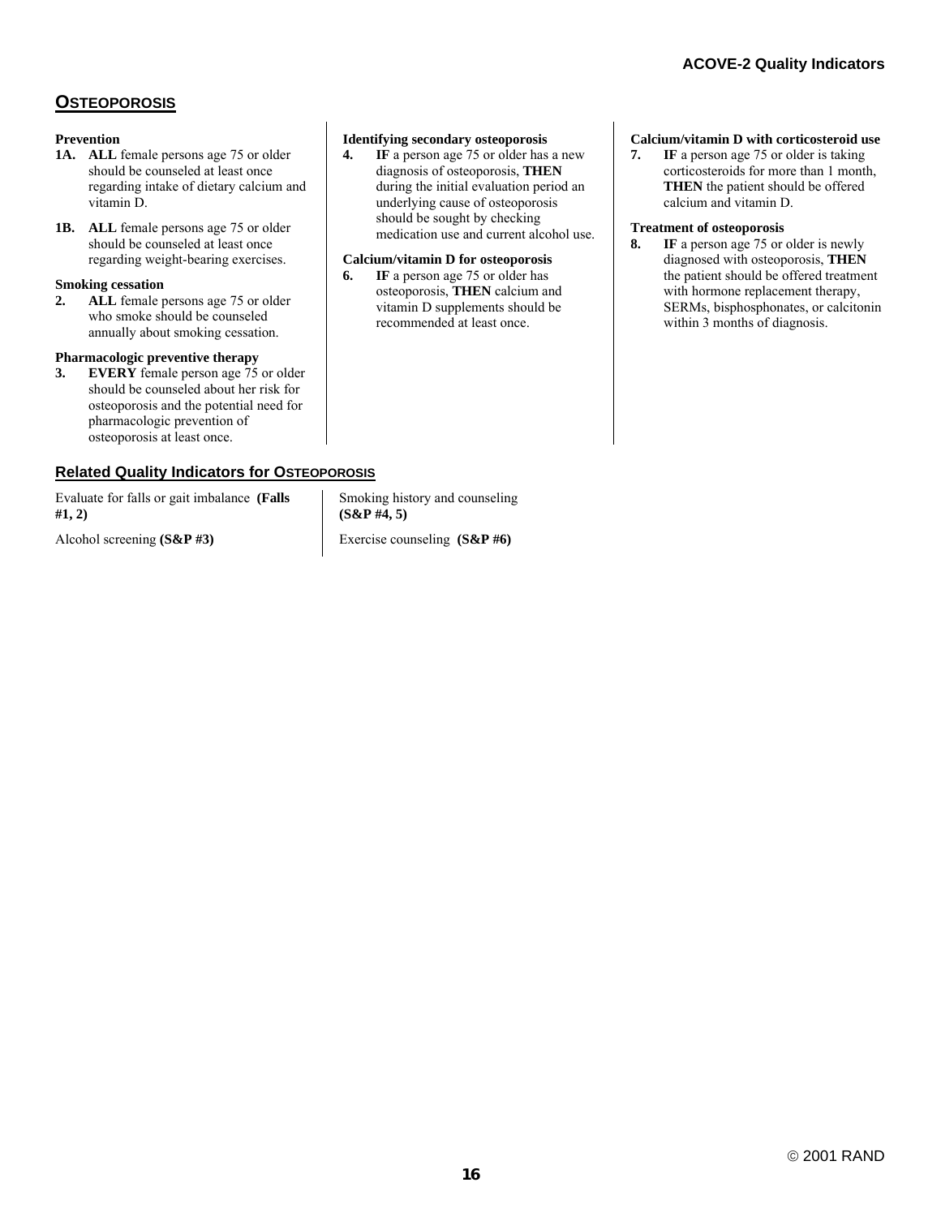## OSTEOPOROSIS

### Prevention

**1A. ALL** female persons age 75 or older should be counseled at least once regarding intake of dietary calcium and vitamin D.

**1B. ALL** female persons age 75 or older should be counseled at least once regarding weight-bearing exercises.

### Smoking cessation

**2. ALL** female persons age 75 or older who smoke should be counseled annually about smoking cessation.

### Pharmacologic preventive therapy

**3. EVERY** female person age 75 or older should be counseled about her risk for osteoporosis and the potential need for pharmacologic prevention of osteoporosis at least once.

### Identifying secondary osteoporosis

**4. IF** a person age 75 or older has a new diagnosis of osteoporosis, **THEN** during the initial evaluation period an underlying cause of osteoporosis should be sought by checking medication use and current alcohol use.

### Calcium/vitamin D for osteoporosis

**6. IF** a person age 75 or older has osteoporosis, **THEN** calcium and vitamin D supplements should be recommended at least once.

### Calcium/vitamin D with corticosteroid use

**7. IF** a person age 75 or older is taking corticosteroids for more than 1 month, **THEN** the patient should be offered calcium and vitamin D.

### Treatment of osteoporosis

**8. IF** a person age 75 or older is newly diagnosed with osteoporosis, **THEN** the patient should be offered treatment with hormone replacement therapy, SERMs, bisphosphonates, or calcitonin within 3 months of diagnosis.

## Related Quality Indicators for OSTEOPOROSIS

Evaluate for falls or gait imbalance **(Falls #1, 2)**

Alcohol screening **(S&P #3)**

Smoking history and counseling **(S&P #4, 5)**

Exercise counseling **(S&P #6)**

© 2001 RAND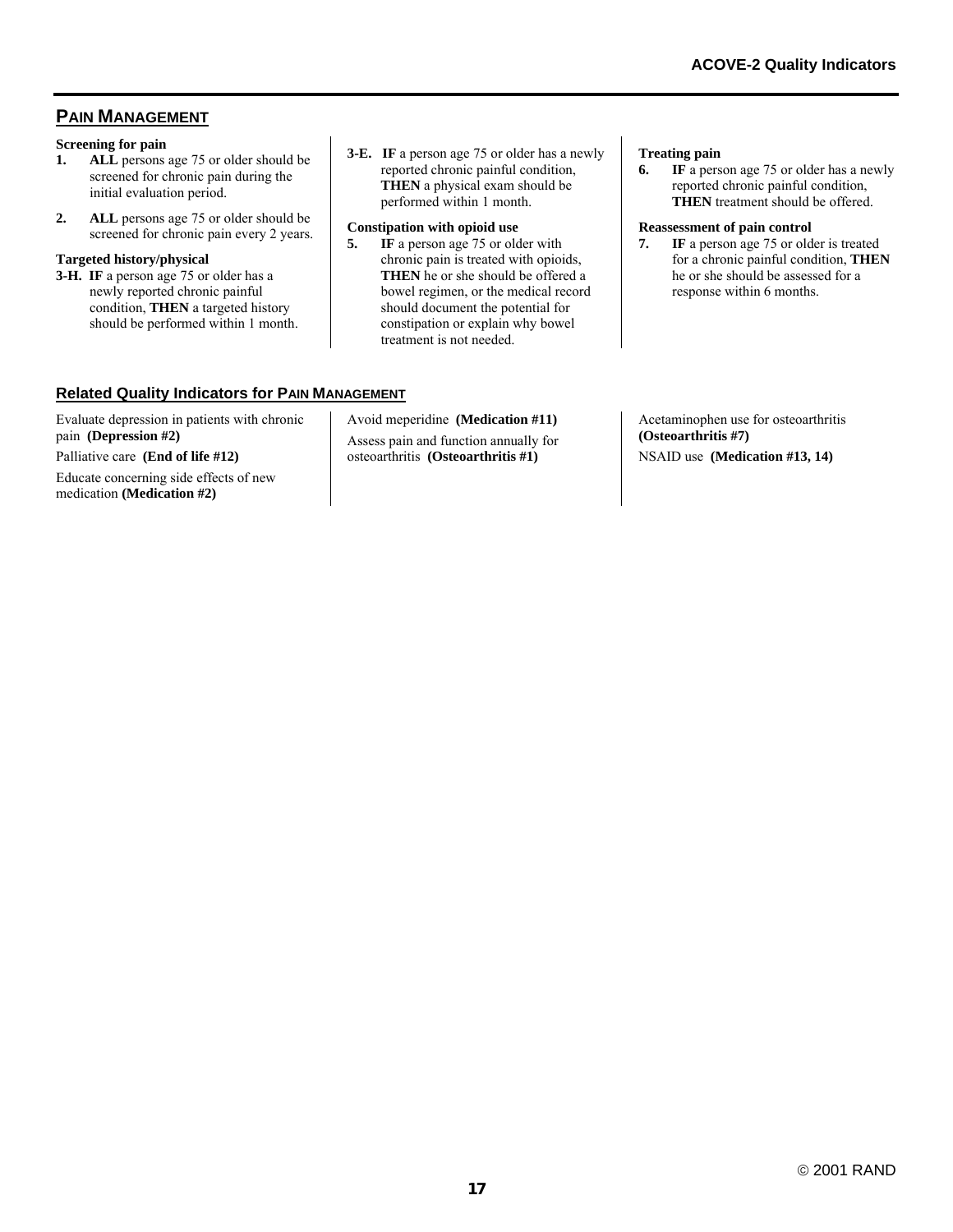## PAIN MANAGEMENT

**Screening for pain**

1. **ALL** persons age 75 or older should be screened for chronic pain during the initial evaluation period.

2. **ALL** persons age 75 or older should be screened for chronic pain every 2 years.

**Targeted history/physical**

**3-H.** **IF** a person age 75 or older has a newly reported chronic painful condition, **THEN** a targeted history should be performed within 1 month.

**3-E.** **IF** a person age 75 or older has a newly reported chronic painful condition, **THEN** a physical exam should be performed within 1 month.

**Constipation with opioid use**

5. **IF** a person age 75 or older with chronic pain is treated with opioids, **THEN** he or she should be offered a bowel regimen, or the medical record should document the potential for constipation or explain why bowel treatment is not needed.

**Treating pain**

6. **IF** a person age 75 or older has a newly reported chronic painful condition, **THEN** treatment should be offered.

**Reassessment of pain control**

7. **IF** a person age 75 or older is treated for a chronic painful condition, **THEN** he or she should be assessed for a response within 6 months.

### Related Quality Indicators for PAIN MANAGEMENT

Evaluate depression in patients with chronic pain **(Depression #2)**

Palliative care **(End of life #12)**

Educate concerning side effects of new medication **(Medication #2)**

Avoid meperidine **(Medication #11)**

Assess pain and function annually for osteoarthritis **(Osteoarthritis #1)**

Acetaminophen use for osteoarthritis **(Osteoarthritis #7)**

NSAID use **(Medication #13, 14)**

© 2001 RAND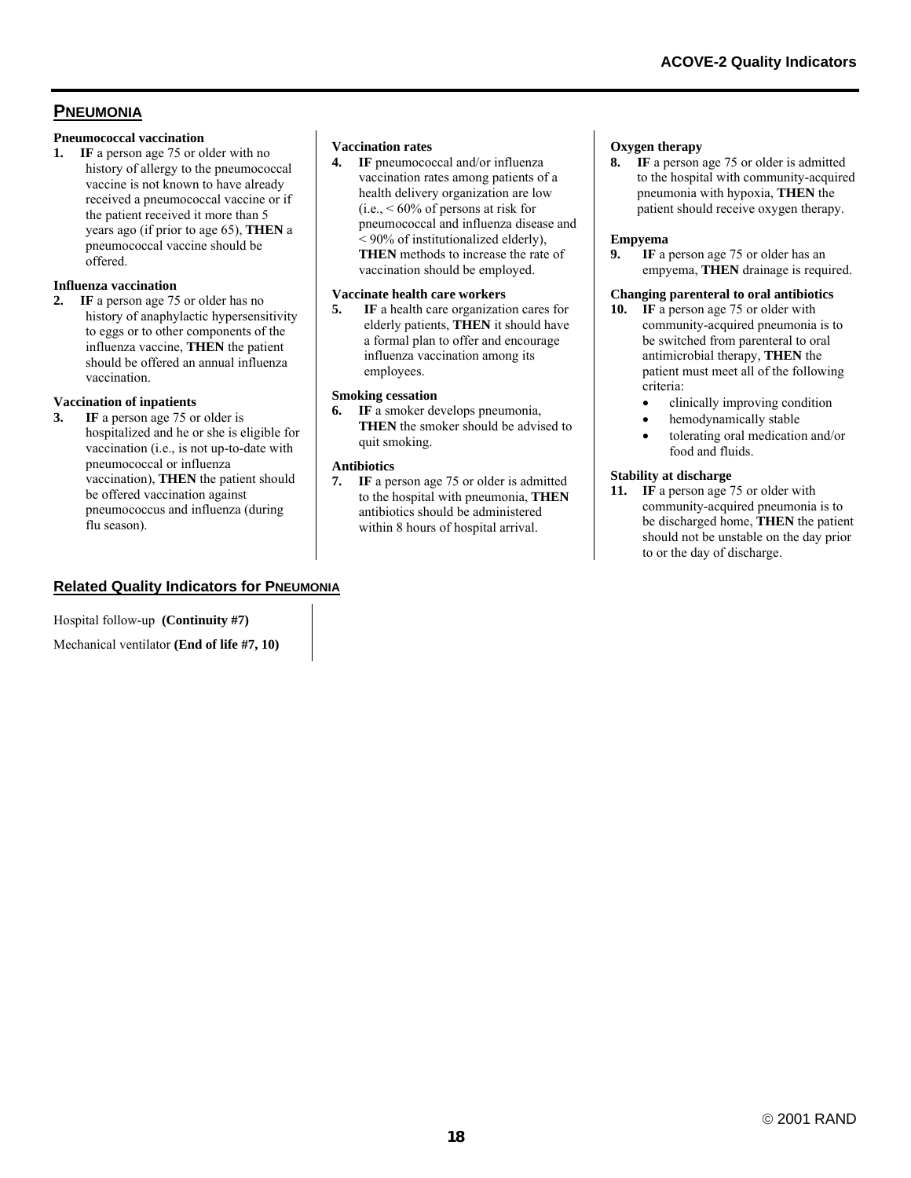## PNEUMONIA

**Pneumococcal vaccination**

1. **IF** a person age 75 or older with no history of allergy to the pneumococcal vaccine is not known to have already received a pneumococcal vaccine or if the patient received it more than 5 years ago (if prior to age 65), **THEN** a pneumococcal vaccine should be offered.

**Influenza vaccination**

2. **IF** a person age 75 or older has no history of anaphylactic hypersensitivity to eggs or to other components of the influenza vaccine, **THEN** the patient should be offered an annual influenza vaccination.

**Vaccination of inpatients**

3. **IF** a person age 75 or older is hospitalized and he or she is eligible for vaccination (i.e., is not up-to-date with pneumococcal or influenza vaccination), **THEN** the patient should be offered vaccination against pneumococcus and influenza (during flu season).

**Vaccination rates**

4. **IF** pneumococcal and/or influenza vaccination rates among patients of a health delivery organization are low (i.e., < 60% of persons at risk for pneumococcal and influenza disease and < 90% of institutionalized elderly), **THEN** methods to increase the rate of vaccination should be employed.

**Vaccinate health care workers**

5. **IF** a health care organization cares for elderly patients, **THEN** it should have a formal plan to offer and encourage influenza vaccination among its employees.

**Smoking cessation**

6. **IF** a smoker develops pneumonia, **THEN** the smoker should be advised to quit smoking.

**Antibiotics**

7. **IF** a person age 75 or older is admitted to the hospital with pneumonia, **THEN** antibiotics should be administered within 8 hours of hospital arrival.

**Oxygen therapy**

8. **IF** a person age 75 or older is admitted to the hospital with community-acquired pneumonia with hypoxia, **THEN** the patient should receive oxygen therapy.

**Empyema**

9. **IF** a person age 75 or older has an empyema, **THEN** drainage is required.

**Changing parenteral to oral antibiotics**

10. **IF** a person age 75 or older with community-acquired pneumonia is to be switched from parenteral to oral antimicrobial therapy, **THEN** the patient must meet all of the following criteria:
    - clinically improving condition
    - hemodynamically stable
    - tolerating oral medication and/or food and fluids.

**Stability at discharge**

11. **IF** a person age 75 or older with community-acquired pneumonia is to be discharged home, **THEN** the patient should not be unstable on the day prior to or the day of discharge.

### Related Quality Indicators for PNEUMONIA

Hospital follow-up **(Continuity #7)**

Mechanical ventilator **(End of life #7, 10)**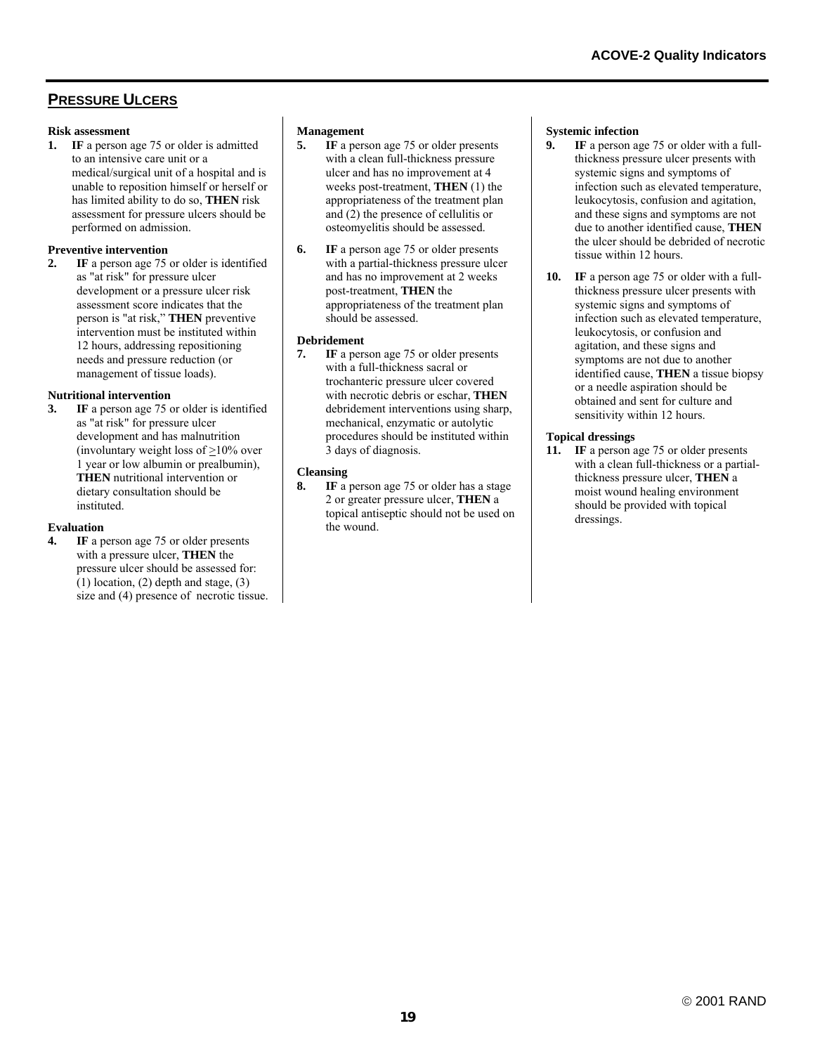## PRESSURE ULCERS

**Risk assessment**

1. **IF** a person age 75 or older is admitted to an intensive care unit or a medical/surgical unit of a hospital and is unable to reposition himself or herself or has limited ability to do so, **THEN** risk assessment for pressure ulcers should be performed on admission.

**Preventive intervention**

2. **IF** a person age 75 or older is identified as "at risk" for pressure ulcer development or a pressure ulcer risk assessment score indicates that the person is "at risk," **THEN** preventive intervention must be instituted within 12 hours, addressing repositioning needs and pressure reduction (or management of tissue loads).

**Nutritional intervention**

3. **IF** a person age 75 or older is identified as "at risk" for pressure ulcer development and has malnutrition (involuntary weight loss of $\geq$10% over 1 year or low albumin or prealbumin), **THEN** nutritional intervention or dietary consultation should be instituted.

**Evaluation**

4. **IF** a person age 75 or older presents with a pressure ulcer, **THEN** the pressure ulcer should be assessed for: (1) location, (2) depth and stage, (3) size and (4) presence of necrotic tissue.

**Management**

5. **IF** a person age 75 or older presents with a clean full-thickness pressure ulcer and has no improvement at 4 weeks post-treatment, **THEN** (1) the appropriateness of the treatment plan and (2) the presence of cellulitis or osteomyelitis should be assessed.

6. **IF** a person age 75 or older presents with a partial-thickness pressure ulcer and has no improvement at 2 weeks post-treatment, **THEN** the appropriateness of the treatment plan should be assessed.

**Debridement**

7. **IF** a person age 75 or older presents with a full-thickness sacral or trochanteric pressure ulcer covered with necrotic debris or eschar, **THEN** debridement interventions using sharp, mechanical, enzymatic or autolytic procedures should be instituted within 3 days of diagnosis.

**Cleansing**

8. **IF** a person age 75 or older has a stage 2 or greater pressure ulcer, **THEN** a topical antiseptic should not be used on the wound.

**Systemic infection**

9. **IF** a person age 75 or older with a full-thickness pressure ulcer presents with systemic signs and symptoms of infection such as elevated temperature, leukocytosis, confusion and agitation, and these signs and symptoms are not due to another identified cause, **THEN** the ulcer should be debrided of necrotic tissue within 12 hours.

10. **IF** a person age 75 or older with a full-thickness pressure ulcer presents with systemic signs and symptoms of infection such as elevated temperature, leukocytosis, or confusion and agitation, and these signs and symptoms are not due to another identified cause, **THEN** a tissue biopsy or a needle aspiration should be obtained and sent for culture and sensitivity within 12 hours.

**Topical dressings**

11. **IF** a person age 75 or older presents with a clean full-thickness or a partial-thickness pressure ulcer, **THEN** a moist wound healing environment should be provided with topical dressings.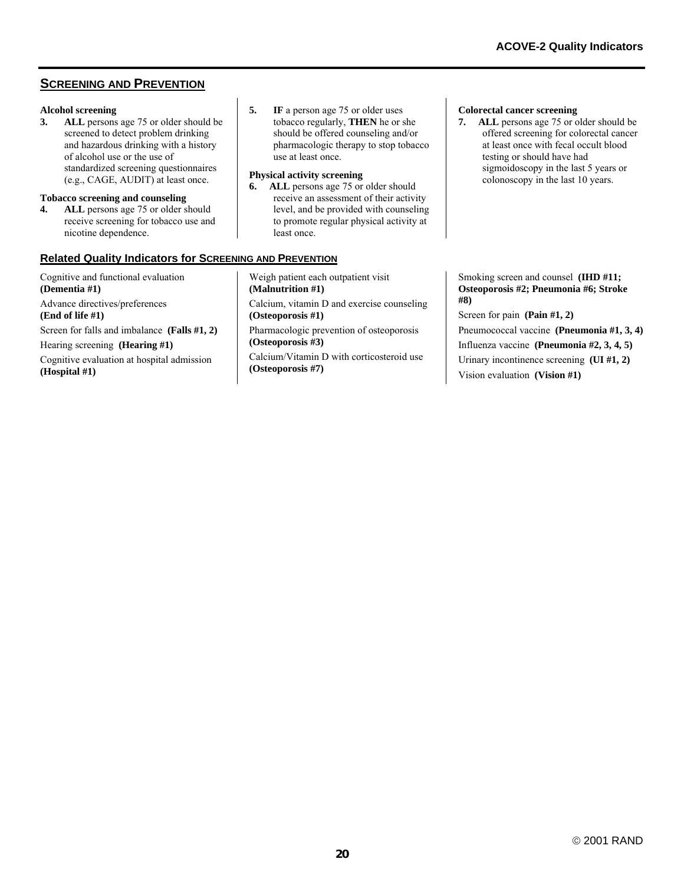## Screening and Prevention

**Alcohol screening**

3. **ALL** persons age 75 or older should be screened to detect problem drinking and hazardous drinking with a history of alcohol use or the use of standardized screening questionnaires (e.g., CAGE, AUDIT) at least once.

**Tobacco screening and counseling**

4. **ALL** persons age 75 or older should receive screening for tobacco use and nicotine dependence.

5. **IF** a person age 75 or older uses tobacco regularly, **THEN** he or she should be offered counseling and/or pharmacologic therapy to stop tobacco use at least once.

**Physical activity screening**

6. **ALL** persons age 75 or older should receive an assessment of their activity level, and be provided with counseling to promote regular physical activity at least once.

**Colorectal cancer screening**

7. **ALL** persons age 75 or older should be offered screening for colorectal cancer at least once with fecal occult blood testing or should have had sigmoidoscopy in the last 5 years or colonoscopy in the last 10 years.

### Related Quality Indicators for Screening and Prevention

Cognitive and functional evaluation **(Dementia #1)**

Advance directives/preferences **(End of life #1)**

Screen for falls and imbalance **(Falls #1, 2)**

Hearing screening **(Hearing #1)**

Cognitive evaluation at hospital admission **(Hospital #1)**

Weigh patient each outpatient visit **(Malnutrition #1)**

Calcium, vitamin D and exercise counseling **(Osteoporosis #1)**

Pharmacologic prevention of osteoporosis **(Osteoporosis #3)**

Calcium/Vitamin D with corticosteroid use **(Osteoporosis #7)**

Smoking screen and counsel **(IHD #11; Osteoporosis #2; Pneumonia #6; Stroke #8)**

Screen for pain **(Pain #1, 2)**

Pneumococcal vaccine **(Pneumonia #1, 3, 4)**

Influenza vaccine **(Pneumonia #2, 3, 4, 5)**

Urinary incontinence screening **(UI #1, 2)**

Vision evaluation **(Vision #1)**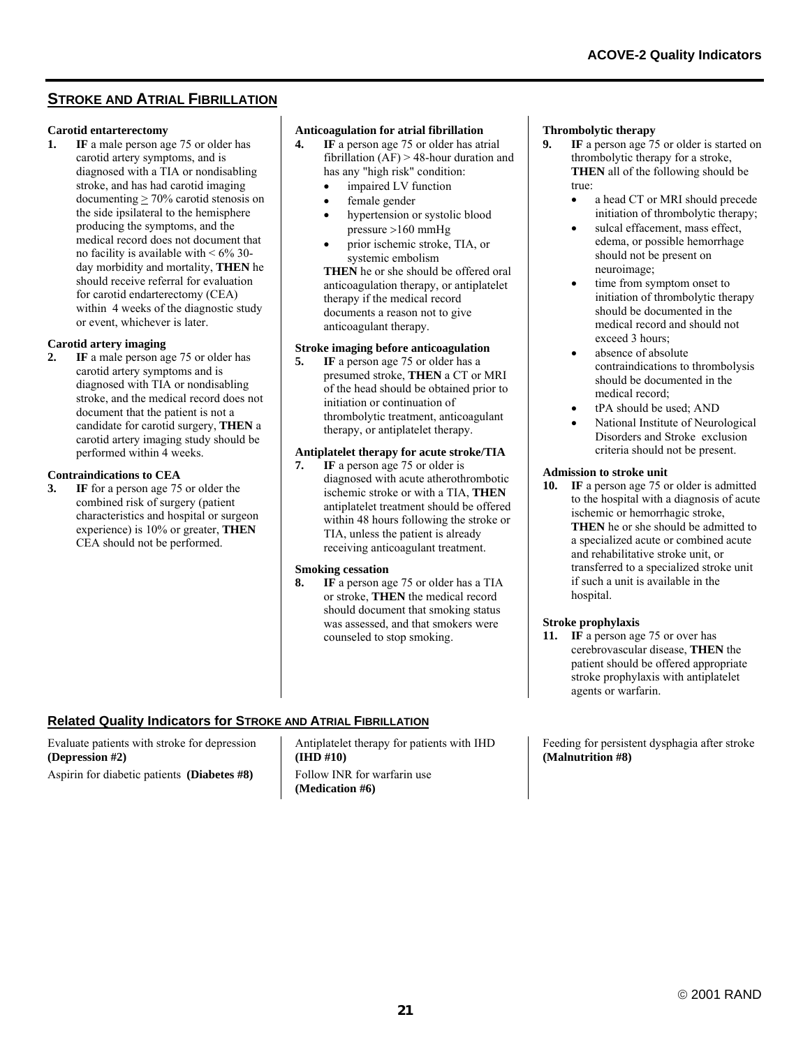## STROKE AND ATRIAL FIBRILLATION

**Carotid entarterectomy**

**1. IF** a male person age 75 or older has carotid artery symptoms, and is diagnosed with a TIA or nondisabling stroke, and has had carotid imaging documenting ≥ 70% carotid stenosis on the side ipsilateral to the hemisphere producing the symptoms, and the medical record does not document that no facility is available with < 6% 30-day morbidity and mortality, **THEN** he should receive referral for evaluation for carotid endarterectomy (CEA) within 4 weeks of the diagnostic study or event, whichever is later.

**Carotid artery imaging**

**2. IF** a male person age 75 or older has carotid artery symptoms and is diagnosed with TIA or nondisabling stroke, and the medical record does not document that the patient is not a candidate for carotid surgery, **THEN** a carotid artery imaging study should be performed within 4 weeks.

**Contraindications to CEA**

**3. IF** for a person age 75 or older the combined risk of surgery (patient characteristics and hospital or surgeon experience) is 10% or greater, **THEN** CEA should not be performed.

**Anticoagulation for atrial fibrillation**

**4. IF** a person age 75 or older has atrial fibrillation (AF) > 48-hour duration and has any "high risk" condition:

- impaired LV function
- female gender
- hypertension or systolic blood pressure >160 mmHg
- prior ischemic stroke, TIA, or systemic embolism

**THEN** he or she should be offered oral anticoagulation therapy, or antiplatelet therapy if the medical record documents a reason not to give anticoagulant therapy.

**Stroke imaging before anticoagulation**

**5. IF** a person age 75 or older has a presumed stroke, **THEN** a CT or MRI of the head should be obtained prior to initiation or continuation of thrombolytic treatment, anticoagulant therapy, or antiplatelet therapy.

**Antiplatelet therapy for acute stroke/TIA**

**7. IF** a person age 75 or older is diagnosed with acute atherothrombotic ischemic stroke or with a TIA, **THEN** antiplatelet treatment should be offered within 48 hours following the stroke or TIA, unless the patient is already receiving anticoagulant treatment.

**Smoking cessation**

**8. IF** a person age 75 or older has a TIA or stroke, **THEN** the medical record should document that smoking status was assessed, and that smokers were counseled to stop smoking.

**Thrombolytic therapy**

**9. IF** a person age 75 or older is started on thrombolytic therapy for a stroke, **THEN** all of the following should be true:

- a head CT or MRI should precede initiation of thrombolytic therapy;
- sulcal effacement, mass effect, edema, or possible hemorrhage should not be present on neuroimage;
- time from symptom onset to initiation of thrombolytic therapy should be documented in the medical record and should not exceed 3 hours;
- absence of absolute contraindications to thrombolysis should be documented in the medical record;
- tPA should be used; AND
- National Institute of Neurological Disorders and Stroke exclusion criteria should not be present.

**Admission to stroke unit**

**10. IF** a person age 75 or older is admitted to the hospital with a diagnosis of acute ischemic or hemorrhagic stroke, **THEN** he or she should be admitted to a specialized acute or combined acute and rehabilitative stroke unit, or transferred to a specialized stroke unit if such a unit is available in the hospital.

**Stroke prophylaxis**

**11. IF** a person age 75 or over has cerebrovascular disease, **THEN** the patient should be offered appropriate stroke prophylaxis with antiplatelet agents or warfarin.

## Related Quality Indicators for STROKE AND ATRIAL FIBRILLATION

Evaluate patients with stroke for depression **(Depression #2)**

Aspirin for diabetic patients **(Diabetes #8)**

Antiplatelet therapy for patients with IHD **(IHD #10)**

Follow INR for warfarin use **(Medication #6)**

Feeding for persistent dysphagia after stroke **(Malnutrition #8)**

© 2001 RAND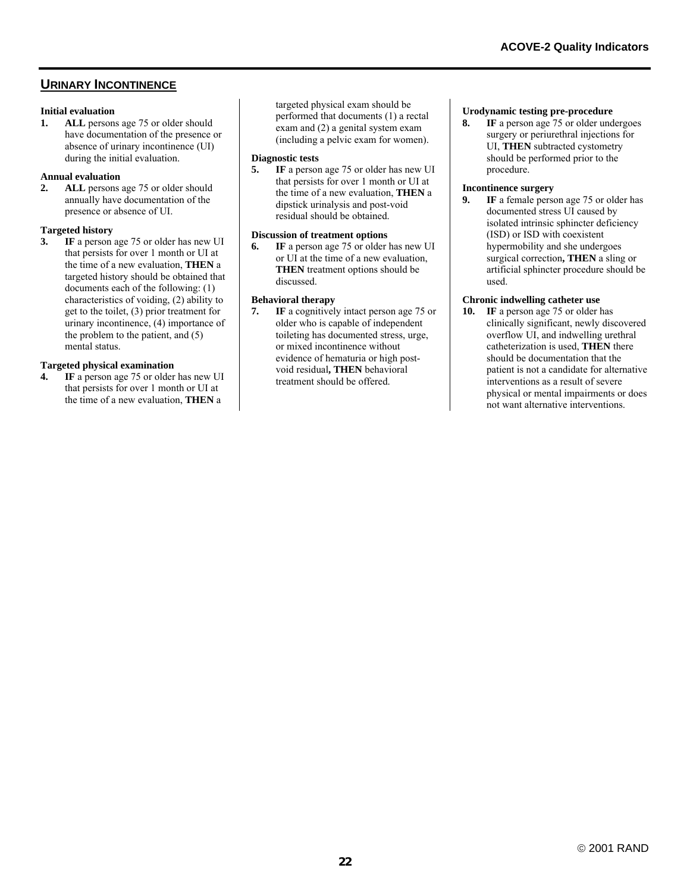## URINARY INCONTINENCE

**Initial evaluation**

1. **ALL** persons age 75 or older should have documentation of the presence or absence of urinary incontinence (UI) during the initial evaluation.

**Annual evaluation**

2. **ALL** persons age 75 or older should annually have documentation of the presence or absence of UI.

**Targeted history**

3. **IF** a person age 75 or older has new UI that persists for over 1 month or UI at the time of a new evaluation, **THEN** a targeted history should be obtained that documents each of the following: (1) characteristics of voiding, (2) ability to get to the toilet, (3) prior treatment for urinary incontinence, (4) importance of the problem to the patient, and (5) mental status.

**Targeted physical examination**

4. **IF** a person age 75 or older has new UI that persists for over 1 month or UI at the time of a new evaluation, **THEN** a targeted physical exam should be performed that documents (1) a rectal exam and (2) a genital system exam (including a pelvic exam for women).

**Diagnostic tests**

5. **IF** a person age 75 or older has new UI that persists for over 1 month or UI at the time of a new evaluation, **THEN** a dipstick urinalysis and post-void residual should be obtained.

**Discussion of treatment options**

6. **IF** a person age 75 or older has new UI or UI at the time of a new evaluation, **THEN** treatment options should be discussed.

**Behavioral therapy**

7. **IF** a cognitively intact person age 75 or older who is capable of independent toileting has documented stress, urge, or mixed incontinence without evidence of hematuria or high post-void residual**, THEN** behavioral treatment should be offered.

**Urodynamic testing pre-procedure**

8. **IF** a person age 75 or older undergoes surgery or periurethral injections for UI, **THEN** subtracted cystometry should be performed prior to the procedure.

**Incontinence surgery**

9. **IF** a female person age 75 or older has documented stress UI caused by isolated intrinsic sphincter deficiency (ISD) or ISD with coexistent hypermobility and she undergoes surgical correction**, THEN** a sling or artificial sphincter procedure should be used.

**Chronic indwelling catheter use**

10. **IF** a person age 75 or older has clinically significant, newly discovered overflow UI, and indwelling urethral catheterization is used, **THEN** there should be documentation that the patient is not a candidate for alternative interventions as a result of severe physical or mental impairments or does not want alternative interventions.

© 2001 RAND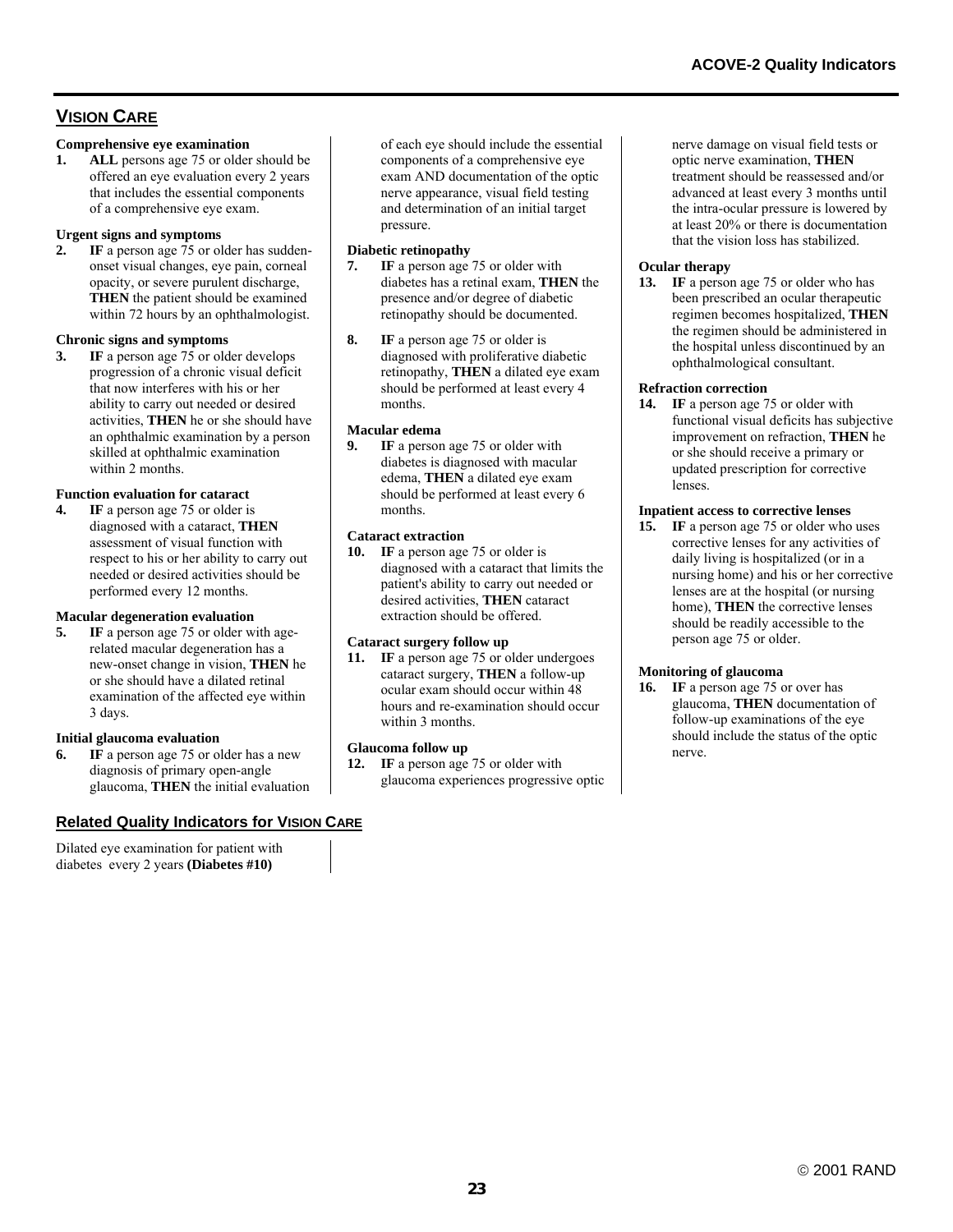## VISION CARE

**Comprehensive eye examination**

1. **ALL** persons age 75 or older should be offered an eye evaluation every 2 years that includes the essential components of a comprehensive eye exam.

**Urgent signs and symptoms**

2. **IF** a person age 75 or older has sudden-onset visual changes, eye pain, corneal opacity, or severe purulent discharge, **THEN** the patient should be examined within 72 hours by an ophthalmologist.

**Chronic signs and symptoms**

3. **IF** a person age 75 or older develops progression of a chronic visual deficit that now interferes with his or her ability to carry out needed or desired activities, **THEN** he or she should have an ophthalmic examination by a person skilled at ophthalmic examination within 2 months.

**Function evaluation for cataract**

4. **IF** a person age 75 or older is diagnosed with a cataract, **THEN** assessment of visual function with respect to his or her ability to carry out needed or desired activities should be performed every 12 months.

**Macular degeneration evaluation**

5. **IF** a person age 75 or older with age-related macular degeneration has a new-onset change in vision, **THEN** he or she should have a dilated retinal examination of the affected eye within 3 days.

**Initial glaucoma evaluation**

6. **IF** a person age 75 or older has a new diagnosis of primary open-angle glaucoma, **THEN** the initial evaluation of each eye should include the essential components of a comprehensive eye exam AND documentation of the optic nerve appearance, visual field testing and determination of an initial target pressure.

**Diabetic retinopathy**

7. **IF** a person age 75 or older with diabetes has a retinal exam, **THEN** the presence and/or degree of diabetic retinopathy should be documented.

8. **IF** a person age 75 or older is diagnosed with proliferative diabetic retinopathy, **THEN** a dilated eye exam should be performed at least every 4 months.

**Macular edema**

9. **IF** a person age 75 or older with diabetes is diagnosed with macular edema, **THEN** a dilated eye exam should be performed at least every 6 months.

**Cataract extraction**

10. **IF** a person age 75 or older is diagnosed with a cataract that limits the patient's ability to carry out needed or desired activities, **THEN** cataract extraction should be offered.

**Cataract surgery follow up**

11. **IF** a person age 75 or older undergoes cataract surgery, **THEN** a follow-up ocular exam should occur within 48 hours and re-examination should occur within 3 months.

**Glaucoma follow up**

12. **IF** a person age 75 or older with glaucoma experiences progressive optic nerve damage on visual field tests or optic nerve examination, **THEN** treatment should be reassessed and/or advanced at least every 3 months until the intra-ocular pressure is lowered by at least 20% or there is documentation that the vision loss has stabilized.

**Ocular therapy**

13. **IF** a person age 75 or older who has been prescribed an ocular therapeutic regimen becomes hospitalized, **THEN** the regimen should be administered in the hospital unless discontinued by an ophthalmological consultant.

**Refraction correction**

14. **IF** a person age 75 or older with functional visual deficits has subjective improvement on refraction, **THEN** he or she should receive a primary or updated prescription for corrective lenses.

**Inpatient access to corrective lenses**

15. **IF** a person age 75 or older who uses corrective lenses for any activities of daily living is hospitalized (or in a nursing home) and his or her corrective lenses are at the hospital (or nursing home), **THEN** the corrective lenses should be readily accessible to the person age 75 or older.

**Monitoring of glaucoma**

16. **IF** a person age 75 or over has glaucoma, **THEN** documentation of follow-up examinations of the eye should include the status of the optic nerve.

## Related Quality Indicators for VISION CARE

Dilated eye examination for patient with diabetes every 2 years **(Diabetes #10)**

© 2001 RAND